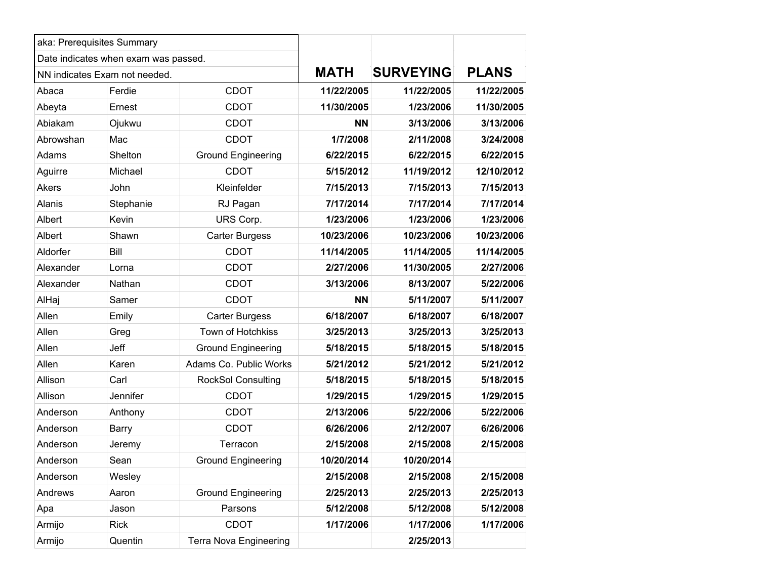| aka: Prerequisites Summary<br>Date indicates when exam was passed.<br>NN indicates Exam not needed. | | | MATH | SURVEYING | PLANS |
|---|---|---|---|---|---|
| Abaca | Ferdie | CDOT | **11/22/2005** | **11/22/2005** | **11/22/2005** |
| Abeyta | Ernest | CDOT | **11/30/2005** | **1/23/2006** | **11/30/2005** |
| Abiakam | Ojukwu | CDOT | **NN** | **3/13/2006** | **3/13/2006** |
| Abrowshan | Mac | CDOT | **1/7/2008** | **2/11/2008** | **3/24/2008** |
| Adams | Shelton | Ground Engineering | **6/22/2015** | **6/22/2015** | **6/22/2015** |
| Aguirre | Michael | CDOT | **5/15/2012** | **11/19/2012** | **12/10/2012** |
| Akers | John | Kleinfelder | **7/15/2013** | **7/15/2013** | **7/15/2013** |
| Alanis | Stephanie | RJ Pagan | **7/17/2014** | **7/17/2014** | **7/17/2014** |
| Albert | Kevin | URS Corp. | **1/23/2006** | **1/23/2006** | **1/23/2006** |
| Albert | Shawn | Carter Burgess | **10/23/2006** | **10/23/2006** | **10/23/2006** |
| Aldorfer | Bill | CDOT | **11/14/2005** | **11/14/2005** | **11/14/2005** |
| Alexander | Lorna | CDOT | **2/27/2006** | **11/30/2005** | **2/27/2006** |
| Alexander | Nathan | CDOT | **3/13/2006** | **8/13/2007** | **5/22/2006** |
| AlHaj | Samer | CDOT | **NN** | **5/11/2007** | **5/11/2007** |
| Allen | Emily | Carter Burgess | **6/18/2007** | **6/18/2007** | **6/18/2007** |
| Allen | Greg | Town of Hotchkiss | **3/25/2013** | **3/25/2013** | **3/25/2013** |
| Allen | Jeff | Ground Engineering | **5/18/2015** | **5/18/2015** | **5/18/2015** |
| Allen | Karen | Adams Co. Public Works | **5/21/2012** | **5/21/2012** | **5/21/2012** |
| Allison | Carl | RockSol Consulting | **5/18/2015** | **5/18/2015** | **5/18/2015** |
| Allison | Jennifer | CDOT | **1/29/2015** | **1/29/2015** | **1/29/2015** |
| Anderson | Anthony | CDOT | **2/13/2006** | **5/22/2006** | **5/22/2006** |
| Anderson | Barry | CDOT | **6/26/2006** | **2/12/2007** | **6/26/2006** |
| Anderson | Jeremy | Terracon | **2/15/2008** | **2/15/2008** | **2/15/2008** |
| Anderson | Sean | Ground Engineering | **10/20/2014** | **10/20/2014** | |
| Anderson | Wesley | | **2/15/2008** | **2/15/2008** | **2/15/2008** |
| Andrews | Aaron | Ground Engineering | **2/25/2013** | **2/25/2013** | **2/25/2013** |
| Apa | Jason | Parsons | **5/12/2008** | **5/12/2008** | **5/12/2008** |
| Armijo | Rick | CDOT | **1/17/2006** | **1/17/2006** | **1/17/2006** |
| Armijo | Quentin | Terra Nova Engineering | | **2/25/2013** | |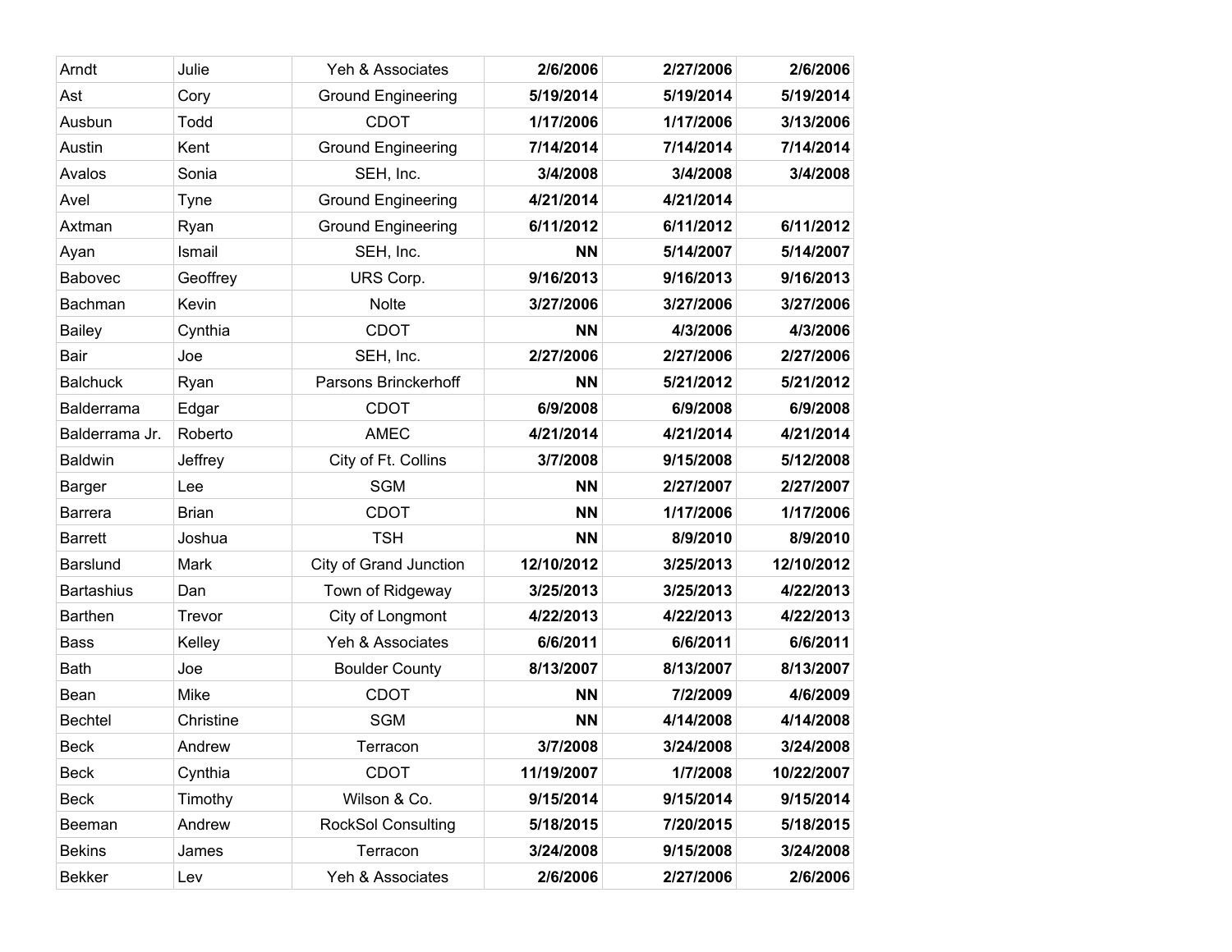| | | | | | |
|---|---|---|---|---|---|
| Arndt | Julie | Yeh & Associates | **2/6/2006** | **2/27/2006** | **2/6/2006** |
| Ast | Cory | Ground Engineering | **5/19/2014** | **5/19/2014** | **5/19/2014** |
| Ausbun | Todd | CDOT | **1/17/2006** | **1/17/2006** | **3/13/2006** |
| Austin | Kent | Ground Engineering | **7/14/2014** | **7/14/2014** | **7/14/2014** |
| Avalos | Sonia | SEH, Inc. | **3/4/2008** | **3/4/2008** | **3/4/2008** |
| Avel | Tyne | Ground Engineering | **4/21/2014** | **4/21/2014** | |
| Axtman | Ryan | Ground Engineering | **6/11/2012** | **6/11/2012** | **6/11/2012** |
| Ayan | Ismail | SEH, Inc. | **NN** | **5/14/2007** | **5/14/2007** |
| Babovec | Geoffrey | URS Corp. | **9/16/2013** | **9/16/2013** | **9/16/2013** |
| Bachman | Kevin | Nolte | **3/27/2006** | **3/27/2006** | **3/27/2006** |
| Bailey | Cynthia | CDOT | **NN** | **4/3/2006** | **4/3/2006** |
| Bair | Joe | SEH, Inc. | **2/27/2006** | **2/27/2006** | **2/27/2006** |
| Balchuck | Ryan | Parsons Brinckerhoff | **NN** | **5/21/2012** | **5/21/2012** |
| Balderrama | Edgar | CDOT | **6/9/2008** | **6/9/2008** | **6/9/2008** |
| Balderrama Jr. | Roberto | AMEC | **4/21/2014** | **4/21/2014** | **4/21/2014** |
| Baldwin | Jeffrey | City of Ft. Collins | **3/7/2008** | **9/15/2008** | **5/12/2008** |
| Barger | Lee | SGM | **NN** | **2/27/2007** | **2/27/2007** |
| Barrera | Brian | CDOT | **NN** | **1/17/2006** | **1/17/2006** |
| Barrett | Joshua | TSH | **NN** | **8/9/2010** | **8/9/2010** |
| Barslund | Mark | City of Grand Junction | **12/10/2012** | **3/25/2013** | **12/10/2012** |
| Bartashius | Dan | Town of Ridgeway | **3/25/2013** | **3/25/2013** | **4/22/2013** |
| Barthen | Trevor | City of Longmont | **4/22/2013** | **4/22/2013** | **4/22/2013** |
| Bass | Kelley | Yeh & Associates | **6/6/2011** | **6/6/2011** | **6/6/2011** |
| Bath | Joe | Boulder County | **8/13/2007** | **8/13/2007** | **8/13/2007** |
| Bean | Mike | CDOT | **NN** | **7/2/2009** | **4/6/2009** |
| Bechtel | Christine | SGM | **NN** | **4/14/2008** | **4/14/2008** |
| Beck | Andrew | Terracon | **3/7/2008** | **3/24/2008** | **3/24/2008** |
| Beck | Cynthia | CDOT | **11/19/2007** | **1/7/2008** | **10/22/2007** |
| Beck | Timothy | Wilson & Co. | **9/15/2014** | **9/15/2014** | **9/15/2014** |
| Beeman | Andrew | RockSol Consulting | **5/18/2015** | **7/20/2015** | **5/18/2015** |
| Bekins | James | Terracon | **3/24/2008** | **9/15/2008** | **3/24/2008** |
| Bekker | Lev | Yeh & Associates | **2/6/2006** | **2/27/2006** | **2/6/2006** |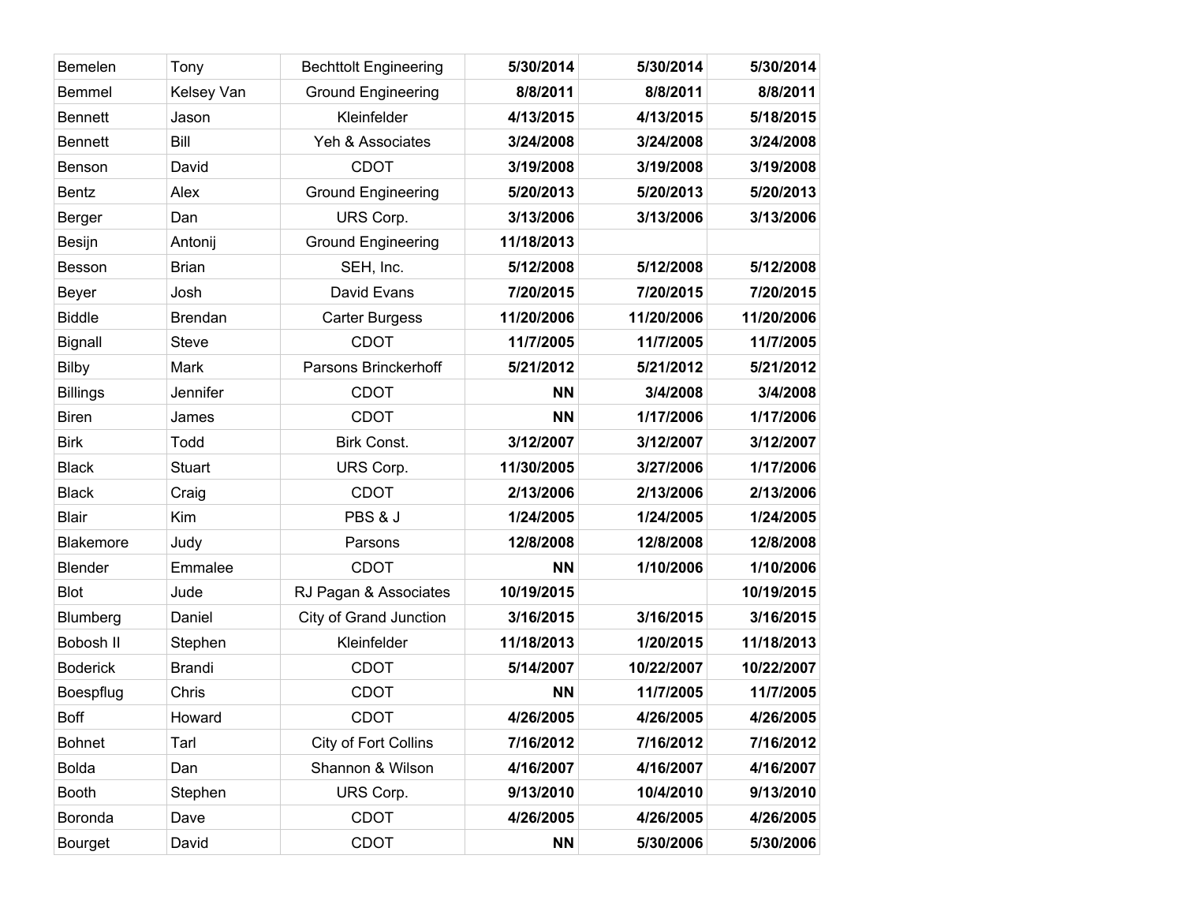| Bemelen | Tony | Bechttolt Engineering | **5/30/2014** | **5/30/2014** | **5/30/2014** |
|---|---|---|---|---|---|
| Bemmel | Kelsey Van | Ground Engineering | **8/8/2011** | **8/8/2011** | **8/8/2011** |
| Bennett | Jason | Kleinfelder | **4/13/2015** | **4/13/2015** | **5/18/2015** |
| Bennett | Bill | Yeh & Associates | **3/24/2008** | **3/24/2008** | **3/24/2008** |
| Benson | David | CDOT | **3/19/2008** | **3/19/2008** | **3/19/2008** |
| Bentz | Alex | Ground Engineering | **5/20/2013** | **5/20/2013** | **5/20/2013** |
| Berger | Dan | URS Corp. | **3/13/2006** | **3/13/2006** | **3/13/2006** |
| Besijn | Antonij | Ground Engineering | **11/18/2013** | | |
| Besson | Brian | SEH, Inc. | **5/12/2008** | **5/12/2008** | **5/12/2008** |
| Beyer | Josh | David Evans | **7/20/2015** | **7/20/2015** | **7/20/2015** |
| Biddle | Brendan | Carter Burgess | **11/20/2006** | **11/20/2006** | **11/20/2006** |
| Bignall | Steve | CDOT | **11/7/2005** | **11/7/2005** | **11/7/2005** |
| Bilby | Mark | Parsons Brinckerhoff | **5/21/2012** | **5/21/2012** | **5/21/2012** |
| Billings | Jennifer | CDOT | **NN** | **3/4/2008** | **3/4/2008** |
| Biren | James | CDOT | **NN** | **1/17/2006** | **1/17/2006** |
| Birk | Todd | Birk Const. | **3/12/2007** | **3/12/2007** | **3/12/2007** |
| Black | Stuart | URS Corp. | **11/30/2005** | **3/27/2006** | **1/17/2006** |
| Black | Craig | CDOT | **2/13/2006** | **2/13/2006** | **2/13/2006** |
| Blair | Kim | PBS & J | **1/24/2005** | **1/24/2005** | **1/24/2005** |
| Blakemore | Judy | Parsons | **12/8/2008** | **12/8/2008** | **12/8/2008** |
| Blender | Emmalee | CDOT | **NN** | **1/10/2006** | **1/10/2006** |
| Blot | Jude | RJ Pagan & Associates | **10/19/2015** | | **10/19/2015** |
| Blumberg | Daniel | City of Grand Junction | **3/16/2015** | **3/16/2015** | **3/16/2015** |
| Bobosh II | Stephen | Kleinfelder | **11/18/2013** | **1/20/2015** | **11/18/2013** |
| Boderick | Brandi | CDOT | **5/14/2007** | **10/22/2007** | **10/22/2007** |
| Boespflug | Chris | CDOT | **NN** | **11/7/2005** | **11/7/2005** |
| Boff | Howard | CDOT | **4/26/2005** | **4/26/2005** | **4/26/2005** |
| Bohnet | Tarl | City of Fort Collins | **7/16/2012** | **7/16/2012** | **7/16/2012** |
| Bolda | Dan | Shannon & Wilson | **4/16/2007** | **4/16/2007** | **4/16/2007** |
| Booth | Stephen | URS Corp. | **9/13/2010** | **10/4/2010** | **9/13/2010** |
| Boronda | Dave | CDOT | **4/26/2005** | **4/26/2005** | **4/26/2005** |
| Bourget | David | CDOT | **NN** | **5/30/2006** | **5/30/2006** |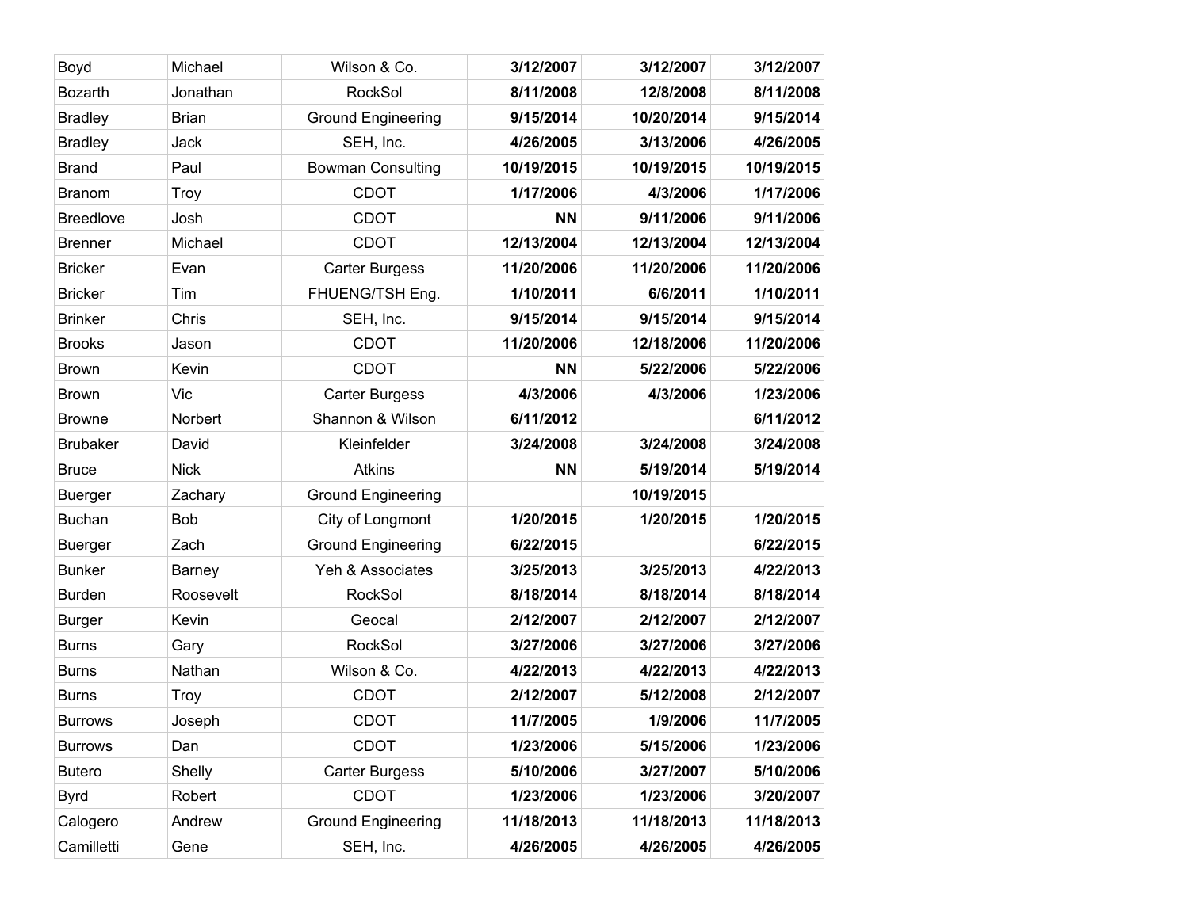| Boyd | Michael | Wilson & Co. | **3/12/2007** | **3/12/2007** | **3/12/2007** |
|---|---|---|---|---|---|
| Bozarth | Jonathan | RockSol | **8/11/2008** | **12/8/2008** | **8/11/2008** |
| Bradley | Brian | Ground Engineering | **9/15/2014** | **10/20/2014** | **9/15/2014** |
| Bradley | Jack | SEH, Inc. | **4/26/2005** | **3/13/2006** | **4/26/2005** |
| Brand | Paul | Bowman Consulting | **10/19/2015** | **10/19/2015** | **10/19/2015** |
| Branom | Troy | CDOT | **1/17/2006** | **4/3/2006** | **1/17/2006** |
| Breedlove | Josh | CDOT | **NN** | **9/11/2006** | **9/11/2006** |
| Brenner | Michael | CDOT | **12/13/2004** | **12/13/2004** | **12/13/2004** |
| Bricker | Evan | Carter Burgess | **11/20/2006** | **11/20/2006** | **11/20/2006** |
| Bricker | Tim | FHUENG/TSH Eng. | **1/10/2011** | **6/6/2011** | **1/10/2011** |
| Brinker | Chris | SEH, Inc. | **9/15/2014** | **9/15/2014** | **9/15/2014** |
| Brooks | Jason | CDOT | **11/20/2006** | **12/18/2006** | **11/20/2006** |
| Brown | Kevin | CDOT | **NN** | **5/22/2006** | **5/22/2006** |
| Brown | Vic | Carter Burgess | **4/3/2006** | **4/3/2006** | **1/23/2006** |
| Browne | Norbert | Shannon & Wilson | **6/11/2012** | | **6/11/2012** |
| Brubaker | David | Kleinfelder | **3/24/2008** | **3/24/2008** | **3/24/2008** |
| Bruce | Nick | Atkins | **NN** | **5/19/2014** | **5/19/2014** |
| Buerger | Zachary | Ground Engineering | | **10/19/2015** | |
| Buchan | Bob | City of Longmont | **1/20/2015** | **1/20/2015** | **1/20/2015** |
| Buerger | Zach | Ground Engineering | **6/22/2015** | | **6/22/2015** |
| Bunker | Barney | Yeh & Associates | **3/25/2013** | **3/25/2013** | **4/22/2013** |
| Burden | Roosevelt | RockSol | **8/18/2014** | **8/18/2014** | **8/18/2014** |
| Burger | Kevin | Geocal | **2/12/2007** | **2/12/2007** | **2/12/2007** |
| Burns | Gary | RockSol | **3/27/2006** | **3/27/2006** | **3/27/2006** |
| Burns | Nathan | Wilson & Co. | **4/22/2013** | **4/22/2013** | **4/22/2013** |
| Burns | Troy | CDOT | **2/12/2007** | **5/12/2008** | **2/12/2007** |
| Burrows | Joseph | CDOT | **11/7/2005** | **1/9/2006** | **11/7/2005** |
| Burrows | Dan | CDOT | **1/23/2006** | **5/15/2006** | **1/23/2006** |
| Butero | Shelly | Carter Burgess | **5/10/2006** | **3/27/2007** | **5/10/2006** |
| Byrd | Robert | CDOT | **1/23/2006** | **1/23/2006** | **3/20/2007** |
| Calogero | Andrew | Ground Engineering | **11/18/2013** | **11/18/2013** | **11/18/2013** |
| Camilletti | Gene | SEH, Inc. | **4/26/2005** | **4/26/2005** | **4/26/2005** |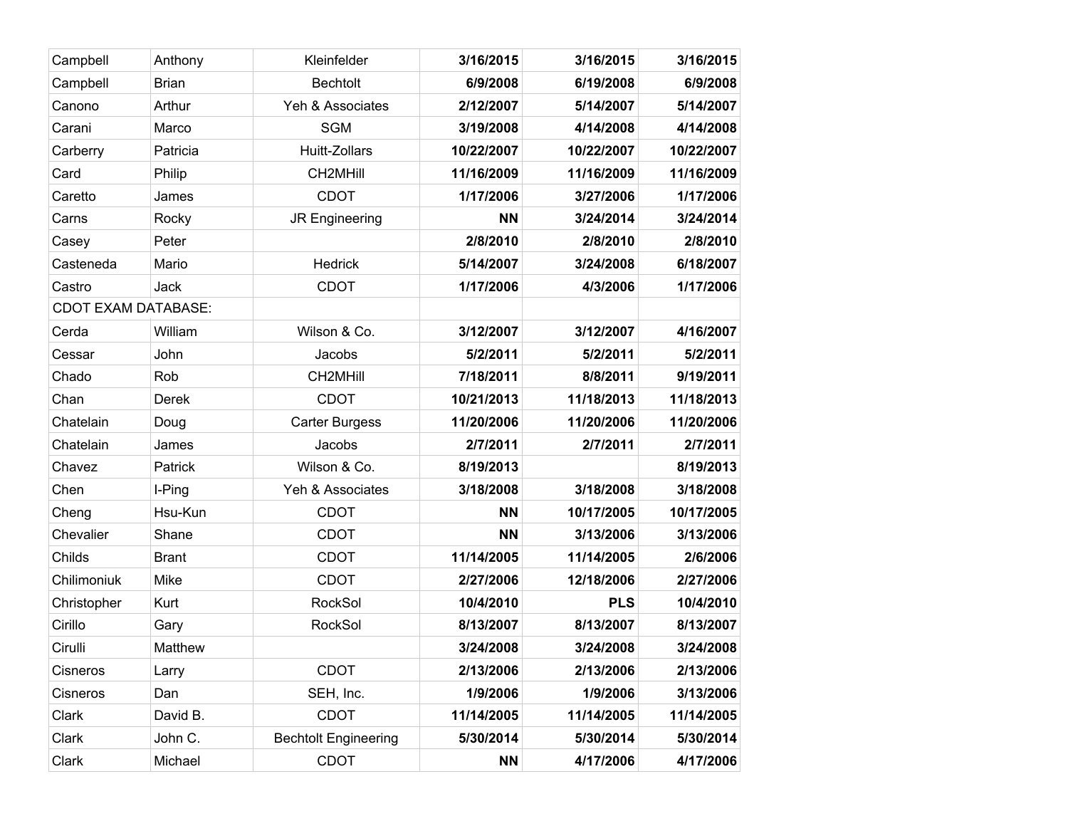| | | | | | |
|---|---|---|---|---|---|
| Campbell | Anthony | Kleinfelder | **3/16/2015** | **3/16/2015** | **3/16/2015** |
| Campbell | Brian | Bechtolt | **6/9/2008** | **6/19/2008** | **6/9/2008** |
| Canono | Arthur | Yeh & Associates | **2/12/2007** | **5/14/2007** | **5/14/2007** |
| Carani | Marco | SGM | **3/19/2008** | **4/14/2008** | **4/14/2008** |
| Carberry | Patricia | Huitt-Zollars | **10/22/2007** | **10/22/2007** | **10/22/2007** |
| Card | Philip | CH2MHill | **11/16/2009** | **11/16/2009** | **11/16/2009** |
| Caretto | James | CDOT | **1/17/2006** | **3/27/2006** | **1/17/2006** |
| Carns | Rocky | JR Engineering | **NN** | **3/24/2014** | **3/24/2014** |
| Casey | Peter | | **2/8/2010** | **2/8/2010** | **2/8/2010** |
| Casteneda | Mario | Hedrick | **5/14/2007** | **3/24/2008** | **6/18/2007** |
| Castro | Jack | CDOT | **1/17/2006** | **4/3/2006** | **1/17/2006** |
| CDOT EXAM DATABASE: | | | | | |
| Cerda | William | Wilson & Co. | **3/12/2007** | **3/12/2007** | **4/16/2007** |
| Cessar | John | Jacobs | **5/2/2011** | **5/2/2011** | **5/2/2011** |
| Chado | Rob | CH2MHill | **7/18/2011** | **8/8/2011** | **9/19/2011** |
| Chan | Derek | CDOT | **10/21/2013** | **11/18/2013** | **11/18/2013** |
| Chatelain | Doug | Carter Burgess | **11/20/2006** | **11/20/2006** | **11/20/2006** |
| Chatelain | James | Jacobs | **2/7/2011** | **2/7/2011** | **2/7/2011** |
| Chavez | Patrick | Wilson & Co. | **8/19/2013** | | **8/19/2013** |
| Chen | I-Ping | Yeh & Associates | **3/18/2008** | **3/18/2008** | **3/18/2008** |
| Cheng | Hsu-Kun | CDOT | **NN** | **10/17/2005** | **10/17/2005** |
| Chevalier | Shane | CDOT | **NN** | **3/13/2006** | **3/13/2006** |
| Childs | Brant | CDOT | **11/14/2005** | **11/14/2005** | **2/6/2006** |
| Chilimoniuk | Mike | CDOT | **2/27/2006** | **12/18/2006** | **2/27/2006** |
| Christopher | Kurt | RockSol | **10/4/2010** | **PLS** | **10/4/2010** |
| Cirillo | Gary | RockSol | **8/13/2007** | **8/13/2007** | **8/13/2007** |
| Cirulli | Matthew | | **3/24/2008** | **3/24/2008** | **3/24/2008** |
| Cisneros | Larry | CDOT | **2/13/2006** | **2/13/2006** | **2/13/2006** |
| Cisneros | Dan | SEH, Inc. | **1/9/2006** | **1/9/2006** | **3/13/2006** |
| Clark | David B. | CDOT | **11/14/2005** | **11/14/2005** | **11/14/2005** |
| Clark | John C. | Bechtolt Engineering | **5/30/2014** | **5/30/2014** | **5/30/2014** |
| Clark | Michael | CDOT | **NN** | **4/17/2006** | **4/17/2006** |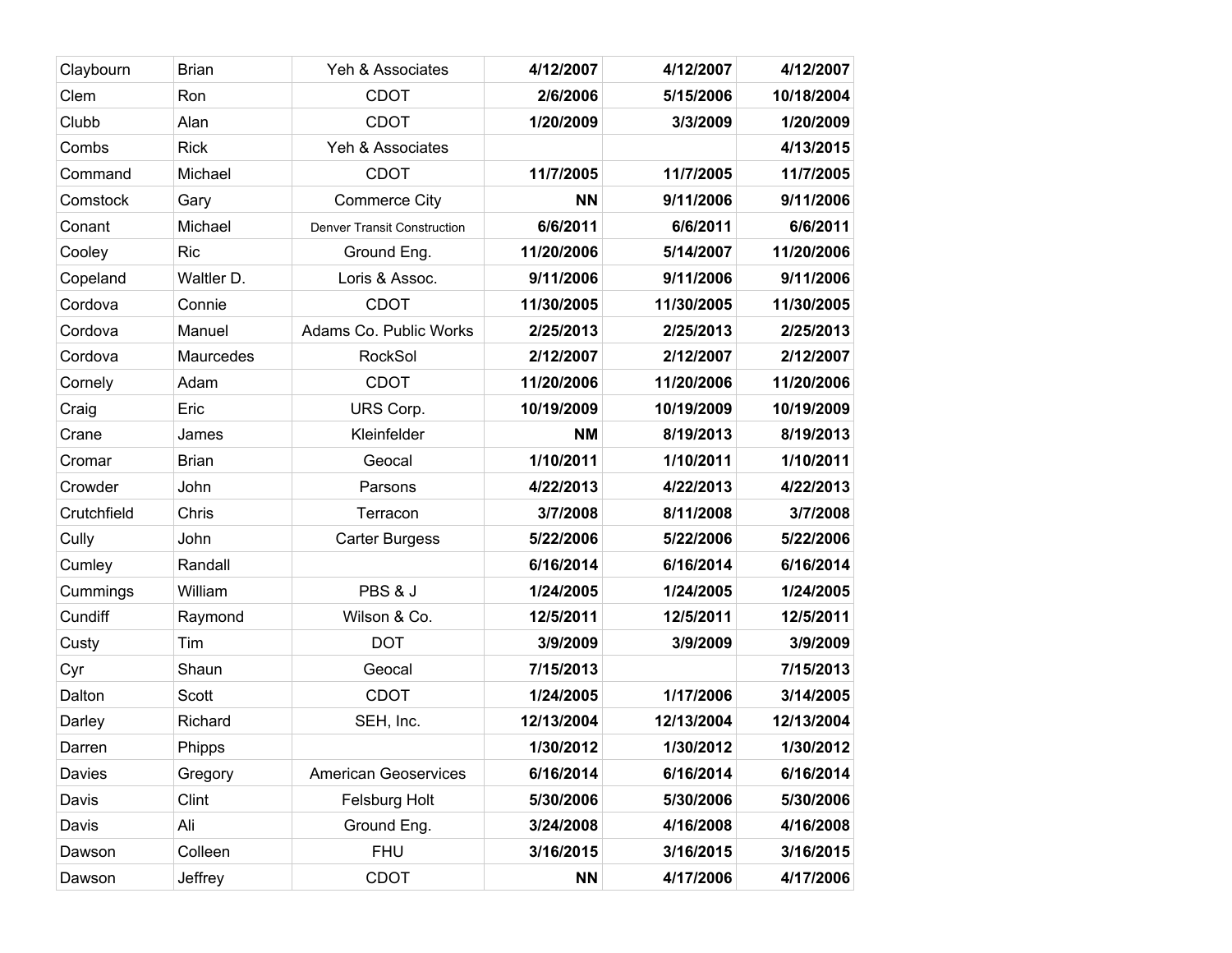| | | | | | |
|---|---|---|---|---|---|
| Claybourn | Brian | Yeh & Associates | **4/12/2007** | **4/12/2007** | **4/12/2007** |
| Clem | Ron | CDOT | **2/6/2006** | **5/15/2006** | **10/18/2004** |
| Clubb | Alan | CDOT | **1/20/2009** | **3/3/2009** | **1/20/2009** |
| Combs | Rick | Yeh & Associates | | | **4/13/2015** |
| Command | Michael | CDOT | **11/7/2005** | **11/7/2005** | **11/7/2005** |
| Comstock | Gary | Commerce City | **NN** | **9/11/2006** | **9/11/2006** |
| Conant | Michael | Denver Transit Construction | **6/6/2011** | **6/6/2011** | **6/6/2011** |
| Cooley | Ric | Ground Eng. | **11/20/2006** | **5/14/2007** | **11/20/2006** |
| Copeland | Waltler D. | Loris & Assoc. | **9/11/2006** | **9/11/2006** | **9/11/2006** |
| Cordova | Connie | CDOT | **11/30/2005** | **11/30/2005** | **11/30/2005** |
| Cordova | Manuel | Adams Co. Public Works | **2/25/2013** | **2/25/2013** | **2/25/2013** |
| Cordova | Maurcedes | RockSol | **2/12/2007** | **2/12/2007** | **2/12/2007** |
| Cornely | Adam | CDOT | **11/20/2006** | **11/20/2006** | **11/20/2006** |
| Craig | Eric | URS Corp. | **10/19/2009** | **10/19/2009** | **10/19/2009** |
| Crane | James | Kleinfelder | **NM** | **8/19/2013** | **8/19/2013** |
| Cromar | Brian | Geocal | **1/10/2011** | **1/10/2011** | **1/10/2011** |
| Crowder | John | Parsons | **4/22/2013** | **4/22/2013** | **4/22/2013** |
| Crutchfield | Chris | Terracon | **3/7/2008** | **8/11/2008** | **3/7/2008** |
| Cully | John | Carter Burgess | **5/22/2006** | **5/22/2006** | **5/22/2006** |
| Cumley | Randall | | **6/16/2014** | **6/16/2014** | **6/16/2014** |
| Cummings | William | PBS & J | **1/24/2005** | **1/24/2005** | **1/24/2005** |
| Cundiff | Raymond | Wilson & Co. | **12/5/2011** | **12/5/2011** | **12/5/2011** |
| Custy | Tim | DOT | **3/9/2009** | **3/9/2009** | **3/9/2009** |
| Cyr | Shaun | Geocal | **7/15/2013** | | **7/15/2013** |
| Dalton | Scott | CDOT | **1/24/2005** | **1/17/2006** | **3/14/2005** |
| Darley | Richard | SEH, Inc. | **12/13/2004** | **12/13/2004** | **12/13/2004** |
| Darren | Phipps | | **1/30/2012** | **1/30/2012** | **1/30/2012** |
| Davies | Gregory | American Geoservices | **6/16/2014** | **6/16/2014** | **6/16/2014** |
| Davis | Clint | Felsburg Holt | **5/30/2006** | **5/30/2006** | **5/30/2006** |
| Davis | Ali | Ground Eng. | **3/24/2008** | **4/16/2008** | **4/16/2008** |
| Dawson | Colleen | FHU | **3/16/2015** | **3/16/2015** | **3/16/2015** |
| Dawson | Jeffrey | CDOT | **NN** | **4/17/2006** | **4/17/2006** |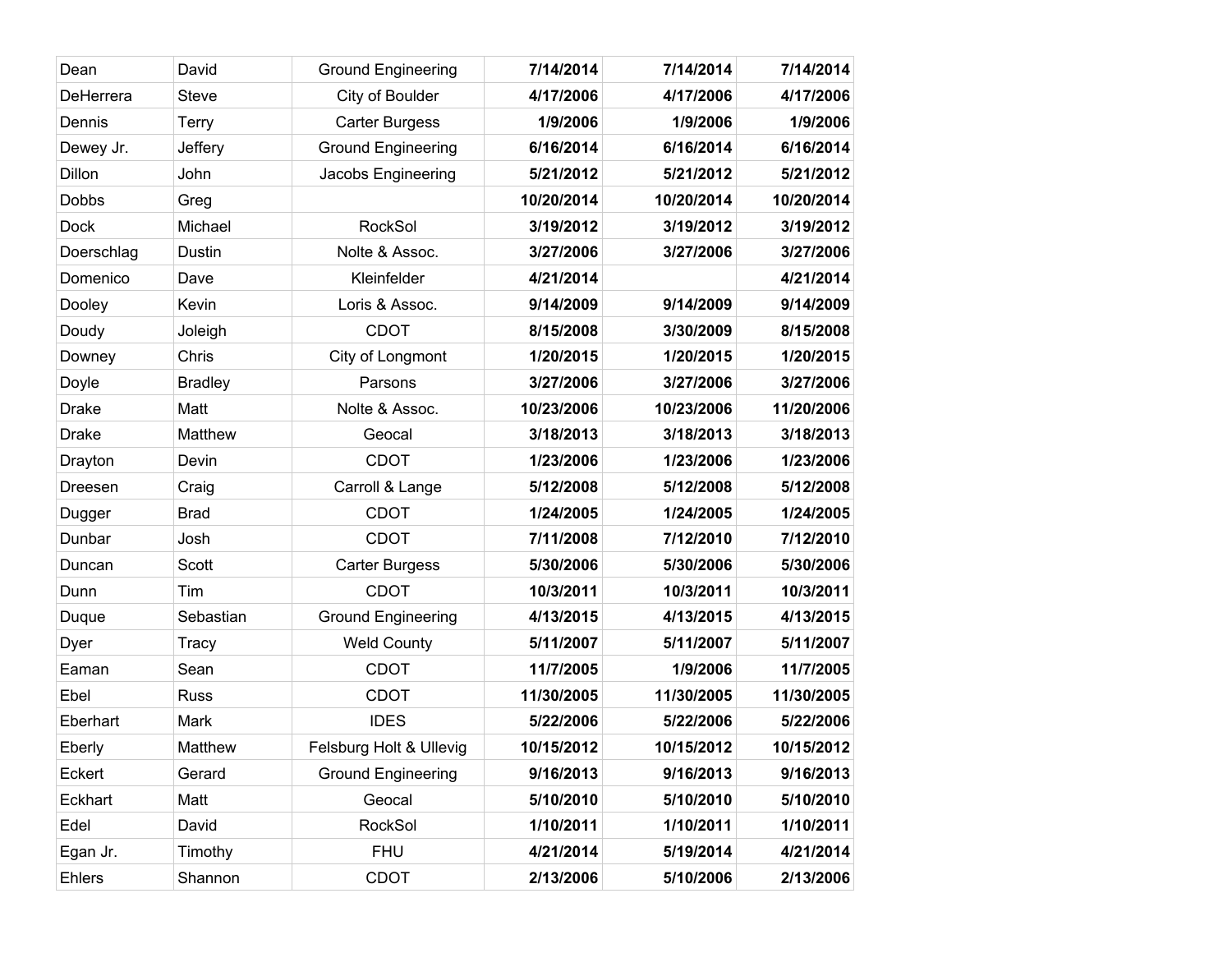| | | | | | |
|---|---|---|---|---|---|
| Dean | David | Ground Engineering | **7/14/2014** | **7/14/2014** | **7/14/2014** |
| DeHerrera | Steve | City of Boulder | **4/17/2006** | **4/17/2006** | **4/17/2006** |
| Dennis | Terry | Carter Burgess | **1/9/2006** | **1/9/2006** | **1/9/2006** |
| Dewey Jr. | Jeffery | Ground Engineering | **6/16/2014** | **6/16/2014** | **6/16/2014** |
| Dillon | John | Jacobs Engineering | **5/21/2012** | **5/21/2012** | **5/21/2012** |
| Dobbs | Greg | | **10/20/2014** | **10/20/2014** | **10/20/2014** |
| Dock | Michael | RockSol | **3/19/2012** | **3/19/2012** | **3/19/2012** |
| Doerschlag | Dustin | Nolte & Assoc. | **3/27/2006** | **3/27/2006** | **3/27/2006** |
| Domenico | Dave | Kleinfelder | **4/21/2014** | | **4/21/2014** |
| Dooley | Kevin | Loris & Assoc. | **9/14/2009** | **9/14/2009** | **9/14/2009** |
| Doudy | Joleigh | CDOT | **8/15/2008** | **3/30/2009** | **8/15/2008** |
| Downey | Chris | City of Longmont | **1/20/2015** | **1/20/2015** | **1/20/2015** |
| Doyle | Bradley | Parsons | **3/27/2006** | **3/27/2006** | **3/27/2006** |
| Drake | Matt | Nolte & Assoc. | **10/23/2006** | **10/23/2006** | **11/20/2006** |
| Drake | Matthew | Geocal | **3/18/2013** | **3/18/2013** | **3/18/2013** |
| Drayton | Devin | CDOT | **1/23/2006** | **1/23/2006** | **1/23/2006** |
| Dreesen | Craig | Carroll & Lange | **5/12/2008** | **5/12/2008** | **5/12/2008** |
| Dugger | Brad | CDOT | **1/24/2005** | **1/24/2005** | **1/24/2005** |
| Dunbar | Josh | CDOT | **7/11/2008** | **7/12/2010** | **7/12/2010** |
| Duncan | Scott | Carter Burgess | **5/30/2006** | **5/30/2006** | **5/30/2006** |
| Dunn | Tim | CDOT | **10/3/2011** | **10/3/2011** | **10/3/2011** |
| Duque | Sebastian | Ground Engineering | **4/13/2015** | **4/13/2015** | **4/13/2015** |
| Dyer | Tracy | Weld County | **5/11/2007** | **5/11/2007** | **5/11/2007** |
| Eaman | Sean | CDOT | **11/7/2005** | **1/9/2006** | **11/7/2005** |
| Ebel | Russ | CDOT | **11/30/2005** | **11/30/2005** | **11/30/2005** |
| Eberhart | Mark | IDES | **5/22/2006** | **5/22/2006** | **5/22/2006** |
| Eberly | Matthew | Felsburg Holt & Ullevig | **10/15/2012** | **10/15/2012** | **10/15/2012** |
| Eckert | Gerard | Ground Engineering | **9/16/2013** | **9/16/2013** | **9/16/2013** |
| Eckhart | Matt | Geocal | **5/10/2010** | **5/10/2010** | **5/10/2010** |
| Edel | David | RockSol | **1/10/2011** | **1/10/2011** | **1/10/2011** |
| Egan Jr. | Timothy | FHU | **4/21/2014** | **5/19/2014** | **4/21/2014** |
| Ehlers | Shannon | CDOT | **2/13/2006** | **5/10/2006** | **2/13/2006** |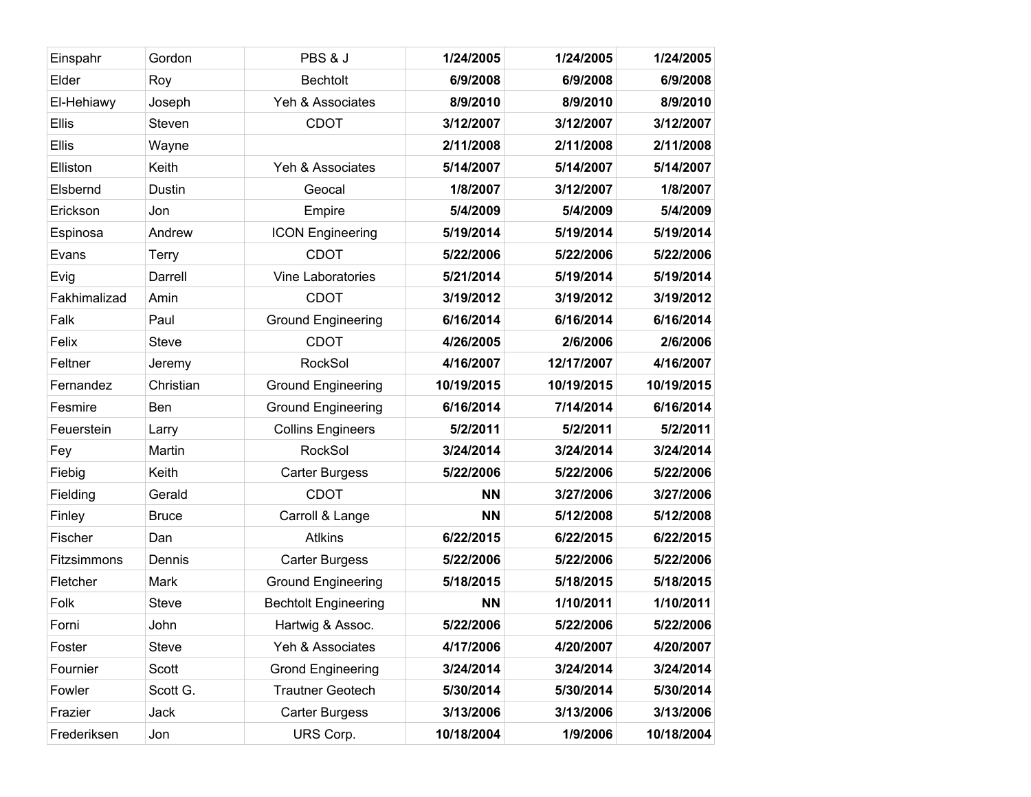| | | | | | |
|---|---|---|---|---|---|
| Einspahr | Gordon | PBS & J | **1/24/2005** | **1/24/2005** | **1/24/2005** |
| Elder | Roy | Bechtolt | **6/9/2008** | **6/9/2008** | **6/9/2008** |
| El-Hehiawy | Joseph | Yeh & Associates | **8/9/2010** | **8/9/2010** | **8/9/2010** |
| Ellis | Steven | CDOT | **3/12/2007** | **3/12/2007** | **3/12/2007** |
| Ellis | Wayne | | **2/11/2008** | **2/11/2008** | **2/11/2008** |
| Elliston | Keith | Yeh & Associates | **5/14/2007** | **5/14/2007** | **5/14/2007** |
| Elsbernd | Dustin | Geocal | **1/8/2007** | **3/12/2007** | **1/8/2007** |
| Erickson | Jon | Empire | **5/4/2009** | **5/4/2009** | **5/4/2009** |
| Espinosa | Andrew | ICON Engineering | **5/19/2014** | **5/19/2014** | **5/19/2014** |
| Evans | Terry | CDOT | **5/22/2006** | **5/22/2006** | **5/22/2006** |
| Evig | Darrell | Vine Laboratories | **5/21/2014** | **5/19/2014** | **5/19/2014** |
| Fakhimalizad | Amin | CDOT | **3/19/2012** | **3/19/2012** | **3/19/2012** |
| Falk | Paul | Ground Engineering | **6/16/2014** | **6/16/2014** | **6/16/2014** |
| Felix | Steve | CDOT | **4/26/2005** | **2/6/2006** | **2/6/2006** |
| Feltner | Jeremy | RockSol | **4/16/2007** | **12/17/2007** | **4/16/2007** |
| Fernandez | Christian | Ground Engineering | **10/19/2015** | **10/19/2015** | **10/19/2015** |
| Fesmire | Ben | Ground Engineering | **6/16/2014** | **7/14/2014** | **6/16/2014** |
| Feuerstein | Larry | Collins Engineers | **5/2/2011** | **5/2/2011** | **5/2/2011** |
| Fey | Martin | RockSol | **3/24/2014** | **3/24/2014** | **3/24/2014** |
| Fiebig | Keith | Carter Burgess | **5/22/2006** | **5/22/2006** | **5/22/2006** |
| Fielding | Gerald | CDOT | **NN** | **3/27/2006** | **3/27/2006** |
| Finley | Bruce | Carroll & Lange | **NN** | **5/12/2008** | **5/12/2008** |
| Fischer | Dan | Atlkins | **6/22/2015** | **6/22/2015** | **6/22/2015** |
| Fitzsimmons | Dennis | Carter Burgess | **5/22/2006** | **5/22/2006** | **5/22/2006** |
| Fletcher | Mark | Ground Engineering | **5/18/2015** | **5/18/2015** | **5/18/2015** |
| Folk | Steve | Bechtolt Engineering | **NN** | **1/10/2011** | **1/10/2011** |
| Forni | John | Hartwig & Assoc. | **5/22/2006** | **5/22/2006** | **5/22/2006** |
| Foster | Steve | Yeh & Associates | **4/17/2006** | **4/20/2007** | **4/20/2007** |
| Fournier | Scott | Grond Engineering | **3/24/2014** | **3/24/2014** | **3/24/2014** |
| Fowler | Scott G. | Trautner Geotech | **5/30/2014** | **5/30/2014** | **5/30/2014** |
| Frazier | Jack | Carter Burgess | **3/13/2006** | **3/13/2006** | **3/13/2006** |
| Frederiksen | Jon | URS Corp. | **10/18/2004** | **1/9/2006** | **10/18/2004** |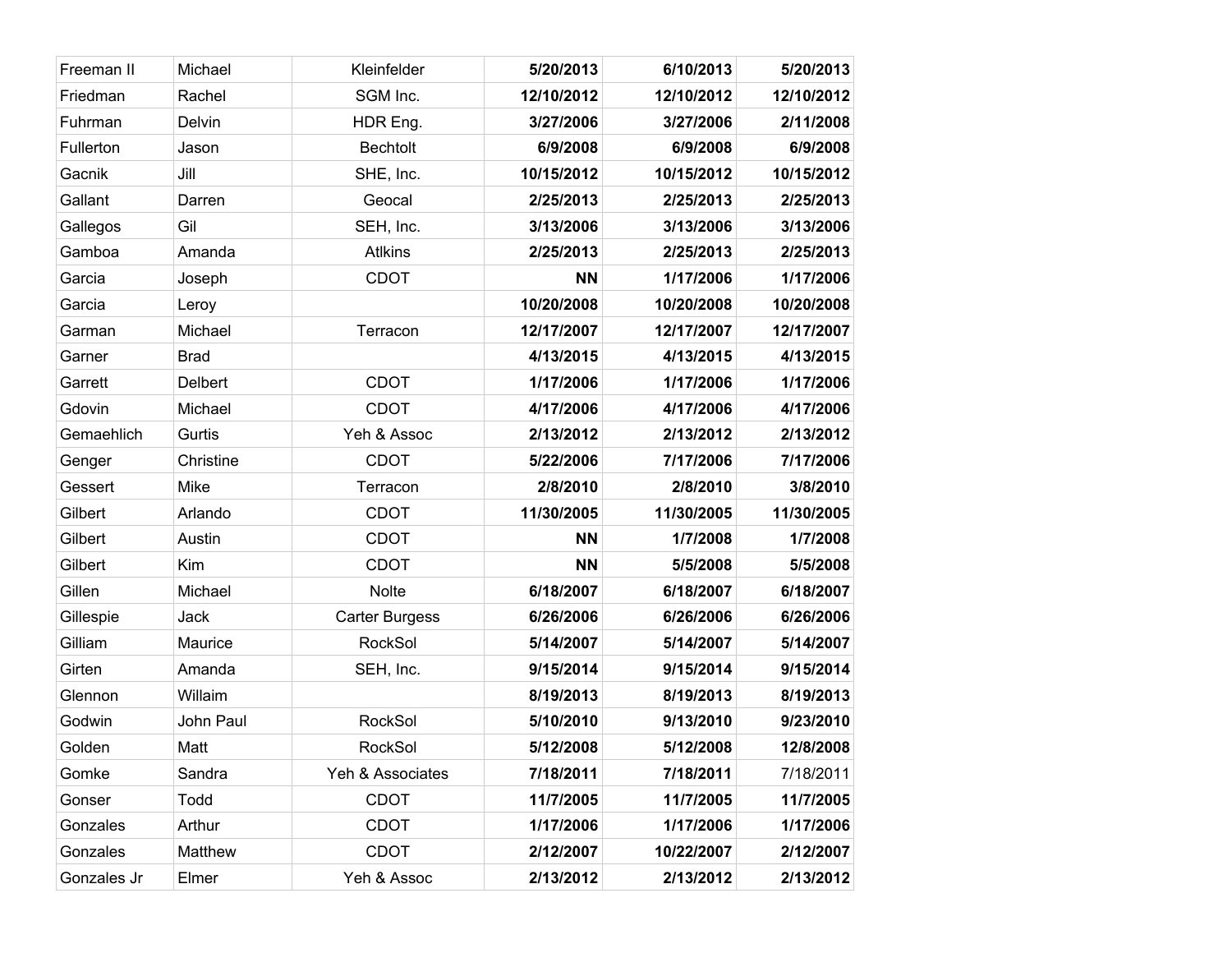| | | | | | |
|---|---|---|---|---|---|
| Freeman II | Michael | Kleinfelder | **5/20/2013** | **6/10/2013** | **5/20/2013** |
| Friedman | Rachel | SGM Inc. | **12/10/2012** | **12/10/2012** | **12/10/2012** |
| Fuhrman | Delvin | HDR Eng. | **3/27/2006** | **3/27/2006** | **2/11/2008** |
| Fullerton | Jason | Bechtolt | **6/9/2008** | **6/9/2008** | **6/9/2008** |
| Gacnik | Jill | SHE, Inc. | **10/15/2012** | **10/15/2012** | **10/15/2012** |
| Gallant | Darren | Geocal | **2/25/2013** | **2/25/2013** | **2/25/2013** |
| Gallegos | Gil | SEH, Inc. | **3/13/2006** | **3/13/2006** | **3/13/2006** |
| Gamboa | Amanda | Atlkins | **2/25/2013** | **2/25/2013** | **2/25/2013** |
| Garcia | Joseph | CDOT | **NN** | **1/17/2006** | **1/17/2006** |
| Garcia | Leroy | | **10/20/2008** | **10/20/2008** | **10/20/2008** |
| Garman | Michael | Terracon | **12/17/2007** | **12/17/2007** | **12/17/2007** |
| Garner | Brad | | **4/13/2015** | **4/13/2015** | **4/13/2015** |
| Garrett | Delbert | CDOT | **1/17/2006** | **1/17/2006** | **1/17/2006** |
| Gdovin | Michael | CDOT | **4/17/2006** | **4/17/2006** | **4/17/2006** |
| Gemaehlich | Gurtis | Yeh & Assoc | **2/13/2012** | **2/13/2012** | **2/13/2012** |
| Genger | Christine | CDOT | **5/22/2006** | **7/17/2006** | **7/17/2006** |
| Gessert | Mike | Terracon | **2/8/2010** | **2/8/2010** | **3/8/2010** |
| Gilbert | Arlando | CDOT | **11/30/2005** | **11/30/2005** | **11/30/2005** |
| Gilbert | Austin | CDOT | **NN** | **1/7/2008** | **1/7/2008** |
| Gilbert | Kim | CDOT | **NN** | **5/5/2008** | **5/5/2008** |
| Gillen | Michael | Nolte | **6/18/2007** | **6/18/2007** | **6/18/2007** |
| Gillespie | Jack | Carter Burgess | **6/26/2006** | **6/26/2006** | **6/26/2006** |
| Gilliam | Maurice | RockSol | **5/14/2007** | **5/14/2007** | **5/14/2007** |
| Girten | Amanda | SEH, Inc. | **9/15/2014** | **9/15/2014** | **9/15/2014** |
| Glennon | Willaim | | **8/19/2013** | **8/19/2013** | **8/19/2013** |
| Godwin | John Paul | RockSol | **5/10/2010** | **9/13/2010** | **9/23/2010** |
| Golden | Matt | RockSol | **5/12/2008** | **5/12/2008** | **12/8/2008** |
| Gomke | Sandra | Yeh & Associates | **7/18/2011** | **7/18/2011** | 7/18/2011 |
| Gonser | Todd | CDOT | **11/7/2005** | **11/7/2005** | **11/7/2005** |
| Gonzales | Arthur | CDOT | **1/17/2006** | **1/17/2006** | **1/17/2006** |
| Gonzales | Matthew | CDOT | **2/12/2007** | **10/22/2007** | **2/12/2007** |
| Gonzales Jr | Elmer | Yeh & Assoc | **2/13/2012** | **2/13/2012** | **2/13/2012** |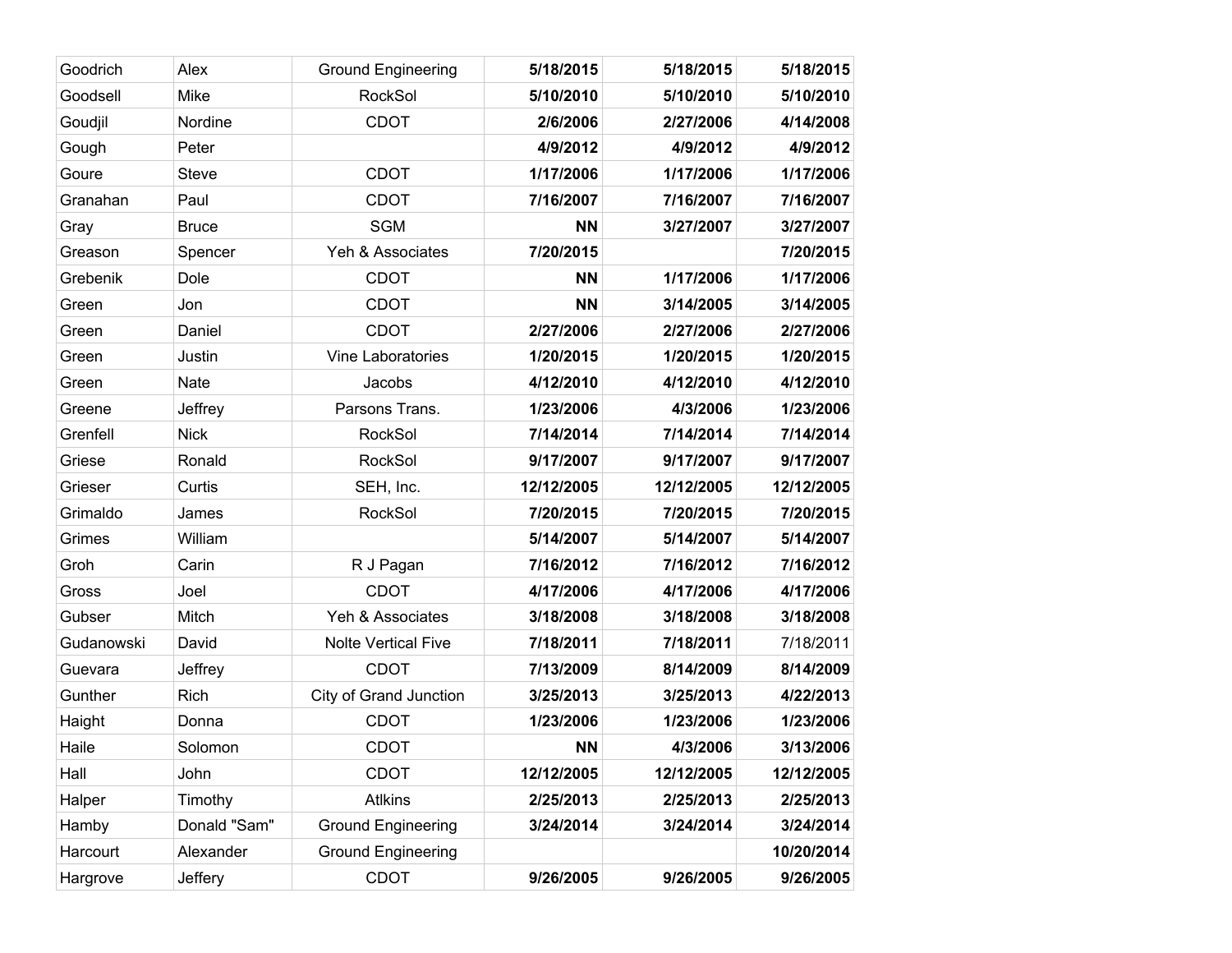| | | | | | |
|---|---|---|---|---|---|
| Goodrich | Alex | Ground Engineering | **5/18/2015** | **5/18/2015** | **5/18/2015** |
| Goodsell | Mike | RockSol | **5/10/2010** | **5/10/2010** | **5/10/2010** |
| Goudjil | Nordine | CDOT | **2/6/2006** | **2/27/2006** | **4/14/2008** |
| Gough | Peter | | **4/9/2012** | **4/9/2012** | **4/9/2012** |
| Goure | Steve | CDOT | **1/17/2006** | **1/17/2006** | **1/17/2006** |
| Granahan | Paul | CDOT | **7/16/2007** | **7/16/2007** | **7/16/2007** |
| Gray | Bruce | SGM | **NN** | **3/27/2007** | **3/27/2007** |
| Greason | Spencer | Yeh & Associates | **7/20/2015** | | **7/20/2015** |
| Grebenik | Dole | CDOT | **NN** | **1/17/2006** | **1/17/2006** |
| Green | Jon | CDOT | **NN** | **3/14/2005** | **3/14/2005** |
| Green | Daniel | CDOT | **2/27/2006** | **2/27/2006** | **2/27/2006** |
| Green | Justin | Vine Laboratories | **1/20/2015** | **1/20/2015** | **1/20/2015** |
| Green | Nate | Jacobs | **4/12/2010** | **4/12/2010** | **4/12/2010** |
| Greene | Jeffrey | Parsons Trans. | **1/23/2006** | **4/3/2006** | **1/23/2006** |
| Grenfell | Nick | RockSol | **7/14/2014** | **7/14/2014** | **7/14/2014** |
| Griese | Ronald | RockSol | **9/17/2007** | **9/17/2007** | **9/17/2007** |
| Grieser | Curtis | SEH, Inc. | **12/12/2005** | **12/12/2005** | **12/12/2005** |
| Grimaldo | James | RockSol | **7/20/2015** | **7/20/2015** | **7/20/2015** |
| Grimes | William | | **5/14/2007** | **5/14/2007** | **5/14/2007** |
| Groh | Carin | R J Pagan | **7/16/2012** | **7/16/2012** | **7/16/2012** |
| Gross | Joel | CDOT | **4/17/2006** | **4/17/2006** | **4/17/2006** |
| Gubser | Mitch | Yeh & Associates | **3/18/2008** | **3/18/2008** | **3/18/2008** |
| Gudanowski | David | Nolte Vertical Five | **7/18/2011** | **7/18/2011** | 7/18/2011 |
| Guevara | Jeffrey | CDOT | **7/13/2009** | **8/14/2009** | **8/14/2009** |
| Gunther | Rich | City of Grand Junction | **3/25/2013** | **3/25/2013** | **4/22/2013** |
| Haight | Donna | CDOT | **1/23/2006** | **1/23/2006** | **1/23/2006** |
| Haile | Solomon | CDOT | **NN** | **4/3/2006** | **3/13/2006** |
| Hall | John | CDOT | **12/12/2005** | **12/12/2005** | **12/12/2005** |
| Halper | Timothy | Atlkins | **2/25/2013** | **2/25/2013** | **2/25/2013** |
| Hamby | Donald "Sam" | Ground Engineering | **3/24/2014** | **3/24/2014** | **3/24/2014** |
| Harcourt | Alexander | Ground Engineering | | | **10/20/2014** |
| Hargrove | Jeffery | CDOT | **9/26/2005** | **9/26/2005** | **9/26/2005** |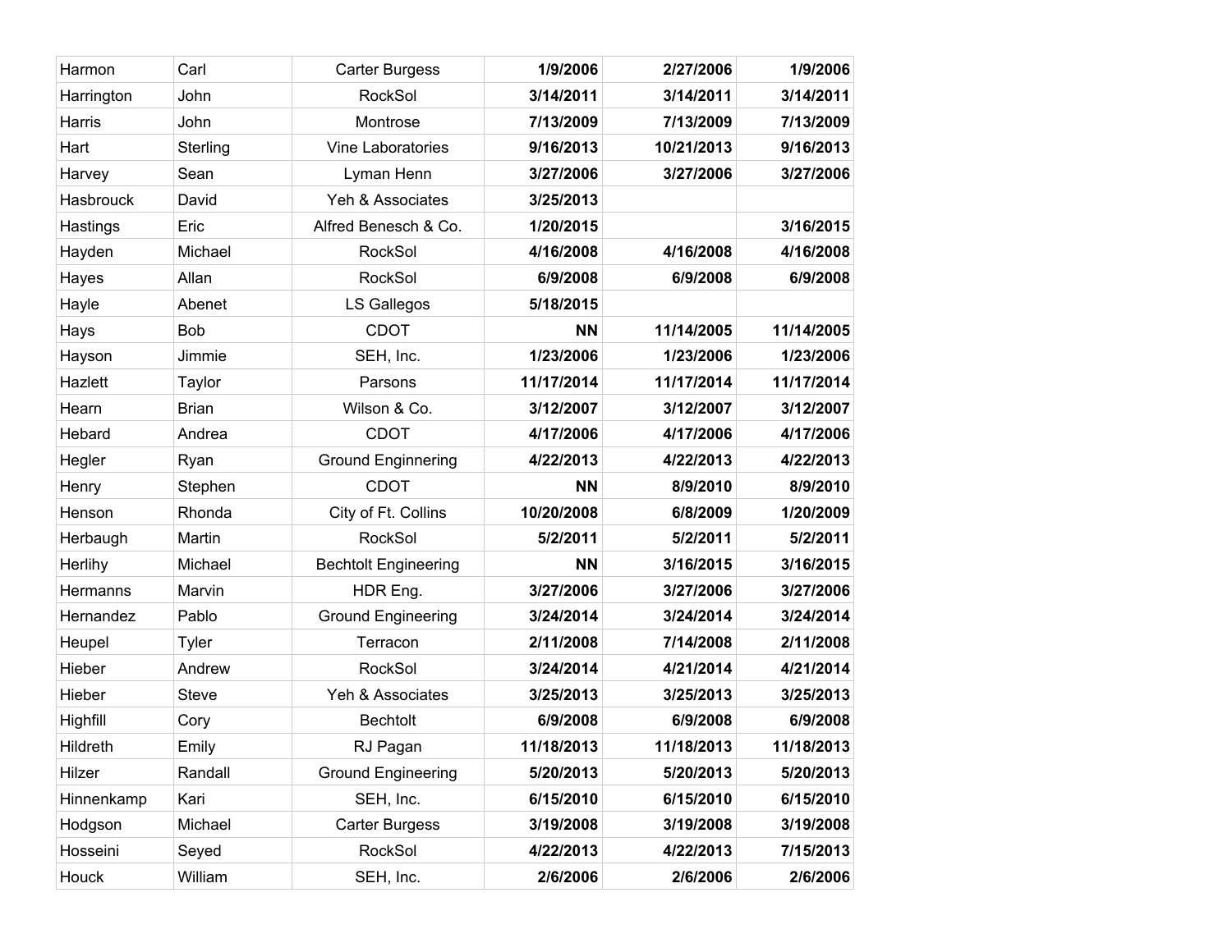|  |  |  |  |  |  |
|---|---|---|---|---|---|
| Harmon | Carl | Carter Burgess | **1/9/2006** | **2/27/2006** | **1/9/2006** |
| Harrington | John | RockSol | **3/14/2011** | **3/14/2011** | **3/14/2011** |
| Harris | John | Montrose | **7/13/2009** | **7/13/2009** | **7/13/2009** |
| Hart | Sterling | Vine Laboratories | **9/16/2013** | **10/21/2013** | **9/16/2013** |
| Harvey | Sean | Lyman Henn | **3/27/2006** | **3/27/2006** | **3/27/2006** |
| Hasbrouck | David | Yeh & Associates | **3/25/2013** | | |
| Hastings | Eric | Alfred Benesch & Co. | **1/20/2015** | | **3/16/2015** |
| Hayden | Michael | RockSol | **4/16/2008** | **4/16/2008** | **4/16/2008** |
| Hayes | Allan | RockSol | **6/9/2008** | **6/9/2008** | **6/9/2008** |
| Hayle | Abenet | LS Gallegos | **5/18/2015** | | |
| Hays | Bob | CDOT | **NN** | **11/14/2005** | **11/14/2005** |
| Hayson | Jimmie | SEH, Inc. | **1/23/2006** | **1/23/2006** | **1/23/2006** |
| Hazlett | Taylor | Parsons | **11/17/2014** | **11/17/2014** | **11/17/2014** |
| Hearn | Brian | Wilson & Co. | **3/12/2007** | **3/12/2007** | **3/12/2007** |
| Hebard | Andrea | CDOT | **4/17/2006** | **4/17/2006** | **4/17/2006** |
| Hegler | Ryan | Ground Enginnering | **4/22/2013** | **4/22/2013** | **4/22/2013** |
| Henry | Stephen | CDOT | **NN** | **8/9/2010** | **8/9/2010** |
| Henson | Rhonda | City of Ft. Collins | **10/20/2008** | **6/8/2009** | **1/20/2009** |
| Herbaugh | Martin | RockSol | **5/2/2011** | **5/2/2011** | **5/2/2011** |
| Herlihy | Michael | Bechtolt Engineering | **NN** | **3/16/2015** | **3/16/2015** |
| Hermanns | Marvin | HDR Eng. | **3/27/2006** | **3/27/2006** | **3/27/2006** |
| Hernandez | Pablo | Ground Engineering | **3/24/2014** | **3/24/2014** | **3/24/2014** |
| Heupel | Tyler | Terracon | **2/11/2008** | **7/14/2008** | **2/11/2008** |
| Hieber | Andrew | RockSol | **3/24/2014** | **4/21/2014** | **4/21/2014** |
| Hieber | Steve | Yeh & Associates | **3/25/2013** | **3/25/2013** | **3/25/2013** |
| Highfill | Cory | Bechtolt | **6/9/2008** | **6/9/2008** | **6/9/2008** |
| Hildreth | Emily | RJ Pagan | **11/18/2013** | **11/18/2013** | **11/18/2013** |
| Hilzer | Randall | Ground Engineering | **5/20/2013** | **5/20/2013** | **5/20/2013** |
| Hinnenkamp | Kari | SEH, Inc. | **6/15/2010** | **6/15/2010** | **6/15/2010** |
| Hodgson | Michael | Carter Burgess | **3/19/2008** | **3/19/2008** | **3/19/2008** |
| Hosseini | Seyed | RockSol | **4/22/2013** | **4/22/2013** | **7/15/2013** |
| Houck | William | SEH, Inc. | **2/6/2006** | **2/6/2006** | **2/6/2006** |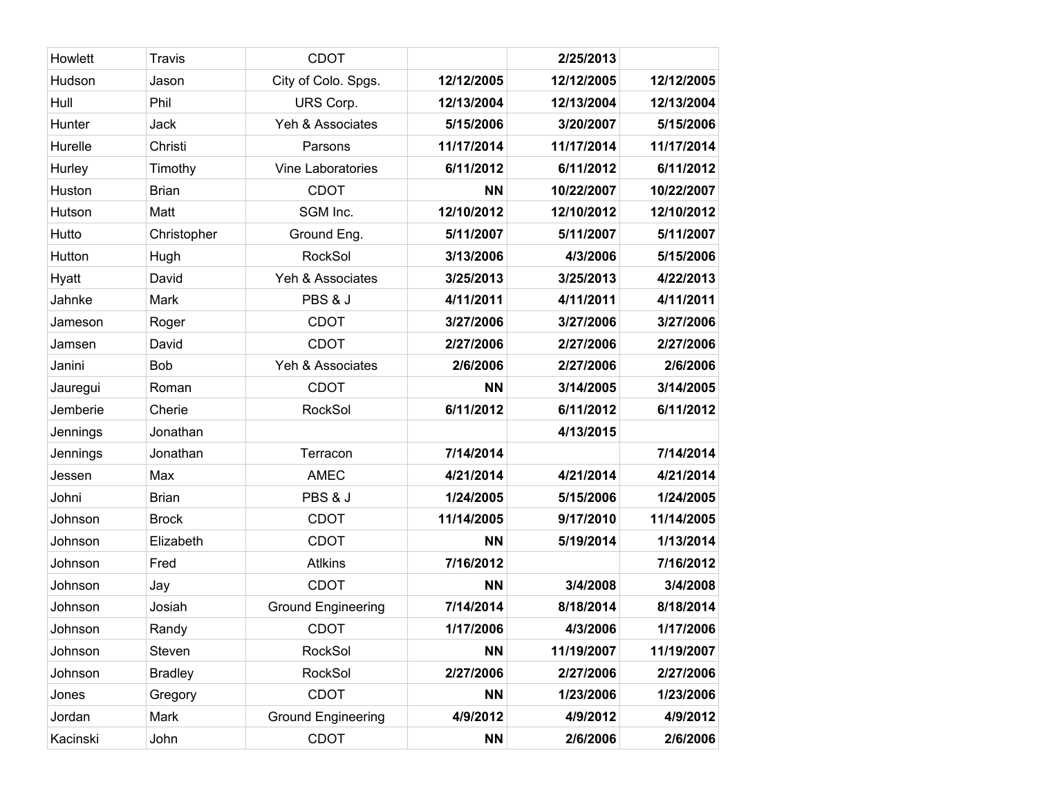| | | | | | |
|---|---|---|---|---|---|
| Howlett | Travis | CDOT | | **2/25/2013** | |
| Hudson | Jason | City of Colo. Spgs. | **12/12/2005** | **12/12/2005** | **12/12/2005** |
| Hull | Phil | URS Corp. | **12/13/2004** | **12/13/2004** | **12/13/2004** |
| Hunter | Jack | Yeh & Associates | **5/15/2006** | **3/20/2007** | **5/15/2006** |
| Hurelle | Christi | Parsons | **11/17/2014** | **11/17/2014** | **11/17/2014** |
| Hurley | Timothy | Vine Laboratories | **6/11/2012** | **6/11/2012** | **6/11/2012** |
| Huston | Brian | CDOT | **NN** | **10/22/2007** | **10/22/2007** |
| Hutson | Matt | SGM Inc. | **12/10/2012** | **12/10/2012** | **12/10/2012** |
| Hutto | Christopher | Ground Eng. | **5/11/2007** | **5/11/2007** | **5/11/2007** |
| Hutton | Hugh | RockSol | **3/13/2006** | **4/3/2006** | **5/15/2006** |
| Hyatt | David | Yeh & Associates | **3/25/2013** | **3/25/2013** | **4/22/2013** |
| Jahnke | Mark | PBS & J | **4/11/2011** | **4/11/2011** | **4/11/2011** |
| Jameson | Roger | CDOT | **3/27/2006** | **3/27/2006** | **3/27/2006** |
| Jamsen | David | CDOT | **2/27/2006** | **2/27/2006** | **2/27/2006** |
| Janini | Bob | Yeh & Associates | **2/6/2006** | **2/27/2006** | **2/6/2006** |
| Jauregui | Roman | CDOT | **NN** | **3/14/2005** | **3/14/2005** |
| Jemberie | Cherie | RockSol | **6/11/2012** | **6/11/2012** | **6/11/2012** |
| Jennings | Jonathan | | | **4/13/2015** | |
| Jennings | Jonathan | Terracon | **7/14/2014** | | **7/14/2014** |
| Jessen | Max | AMEC | **4/21/2014** | **4/21/2014** | **4/21/2014** |
| Johni | Brian | PBS & J | **1/24/2005** | **5/15/2006** | **1/24/2005** |
| Johnson | Brock | CDOT | **11/14/2005** | **9/17/2010** | **11/14/2005** |
| Johnson | Elizabeth | CDOT | **NN** | **5/19/2014** | **1/13/2014** |
| Johnson | Fred | Atlkins | **7/16/2012** | | **7/16/2012** |
| Johnson | Jay | CDOT | **NN** | **3/4/2008** | **3/4/2008** |
| Johnson | Josiah | Ground Engineering | **7/14/2014** | **8/18/2014** | **8/18/2014** |
| Johnson | Randy | CDOT | **1/17/2006** | **4/3/2006** | **1/17/2006** |
| Johnson | Steven | RockSol | **NN** | **11/19/2007** | **11/19/2007** |
| Johnson | Bradley | RockSol | **2/27/2006** | **2/27/2006** | **2/27/2006** |
| Jones | Gregory | CDOT | **NN** | **1/23/2006** | **1/23/2006** |
| Jordan | Mark | Ground Engineering | **4/9/2012** | **4/9/2012** | **4/9/2012** |
| Kacinski | John | CDOT | **NN** | **2/6/2006** | **2/6/2006** |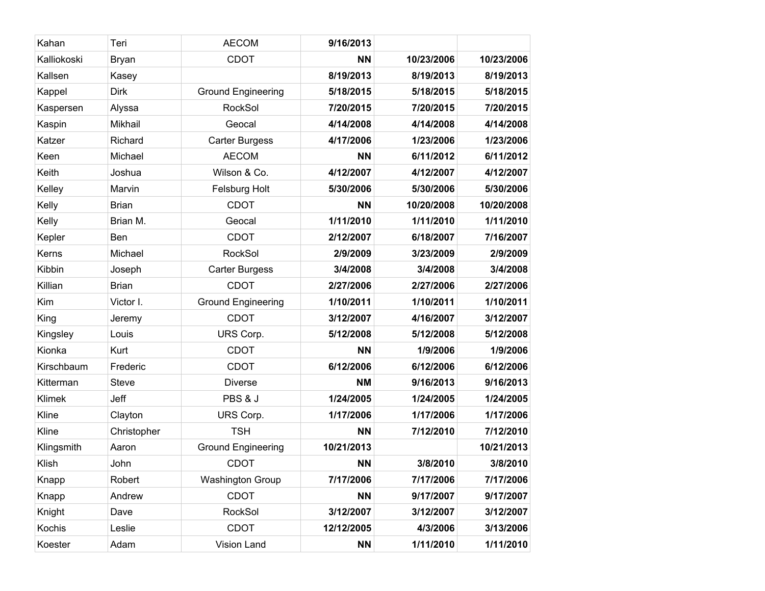| | | | | | |
|---|---|---|---|---|---|
| Kahan | Teri | AECOM | **9/16/2013** | | |
| Kalliokoski | Bryan | CDOT | **NN** | **10/23/2006** | **10/23/2006** |
| Kallsen | Kasey | | **8/19/2013** | **8/19/2013** | **8/19/2013** |
| Kappel | Dirk | Ground Engineering | **5/18/2015** | **5/18/2015** | **5/18/2015** |
| Kaspersen | Alyssa | RockSol | **7/20/2015** | **7/20/2015** | **7/20/2015** |
| Kaspin | Mikhail | Geocal | **4/14/2008** | **4/14/2008** | **4/14/2008** |
| Katzer | Richard | Carter Burgess | **4/17/2006** | **1/23/2006** | **1/23/2006** |
| Keen | Michael | AECOM | **NN** | **6/11/2012** | **6/11/2012** |
| Keith | Joshua | Wilson & Co. | **4/12/2007** | **4/12/2007** | **4/12/2007** |
| Kelley | Marvin | Felsburg Holt | **5/30/2006** | **5/30/2006** | **5/30/2006** |
| Kelly | Brian | CDOT | **NN** | **10/20/2008** | **10/20/2008** |
| Kelly | Brian M. | Geocal | **1/11/2010** | **1/11/2010** | **1/11/2010** |
| Kepler | Ben | CDOT | **2/12/2007** | **6/18/2007** | **7/16/2007** |
| Kerns | Michael | RockSol | **2/9/2009** | **3/23/2009** | **2/9/2009** |
| Kibbin | Joseph | Carter Burgess | **3/4/2008** | **3/4/2008** | **3/4/2008** |
| Killian | Brian | CDOT | **2/27/2006** | **2/27/2006** | **2/27/2006** |
| Kim | Victor I. | Ground Engineering | **1/10/2011** | **1/10/2011** | **1/10/2011** |
| King | Jeremy | CDOT | **3/12/2007** | **4/16/2007** | **3/12/2007** |
| Kingsley | Louis | URS Corp. | **5/12/2008** | **5/12/2008** | **5/12/2008** |
| Kionka | Kurt | CDOT | **NN** | **1/9/2006** | **1/9/2006** |
| Kirschbaum | Frederic | CDOT | **6/12/2006** | **6/12/2006** | **6/12/2006** |
| Kitterman | Steve | Diverse | **NM** | **9/16/2013** | **9/16/2013** |
| Klimek | Jeff | PBS & J | **1/24/2005** | **1/24/2005** | **1/24/2005** |
| Kline | Clayton | URS Corp. | **1/17/2006** | **1/17/2006** | **1/17/2006** |
| Kline | Christopher | TSH | **NN** | **7/12/2010** | **7/12/2010** |
| Klingsmith | Aaron | Ground Engineering | **10/21/2013** | | **10/21/2013** |
| Klish | John | CDOT | **NN** | **3/8/2010** | **3/8/2010** |
| Knapp | Robert | Washington Group | **7/17/2006** | **7/17/2006** | **7/17/2006** |
| Knapp | Andrew | CDOT | **NN** | **9/17/2007** | **9/17/2007** |
| Knight | Dave | RockSol | **3/12/2007** | **3/12/2007** | **3/12/2007** |
| Kochis | Leslie | CDOT | **12/12/2005** | **4/3/2006** | **3/13/2006** |
| Koester | Adam | Vision Land | **NN** | **1/11/2010** | **1/11/2010** |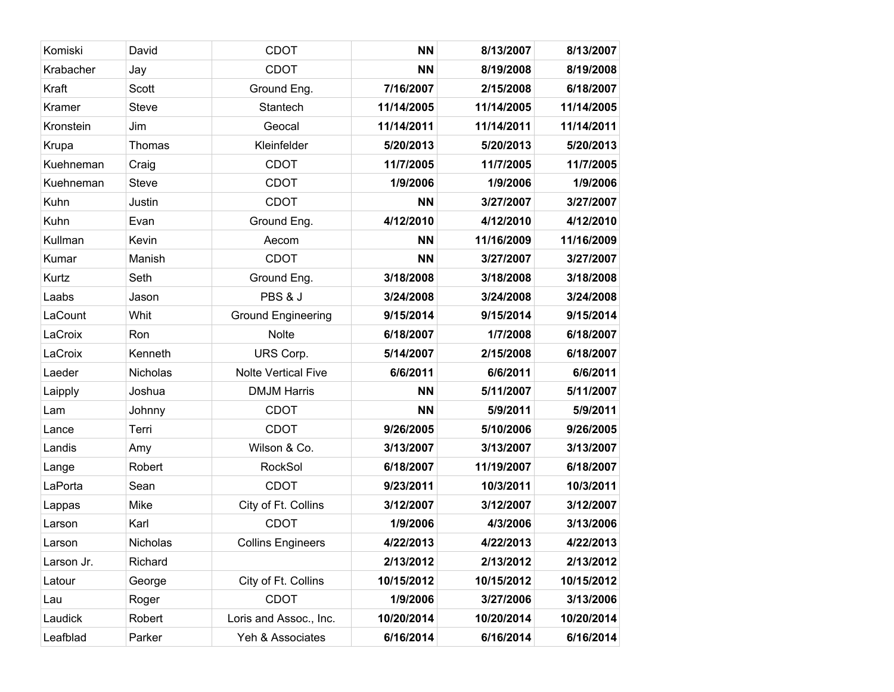| | | | | | |
|---|---|---|---|---|---|
| Komiski | David | CDOT | **NN** | **8/13/2007** | **8/13/2007** |
| Krabacher | Jay | CDOT | **NN** | **8/19/2008** | **8/19/2008** |
| Kraft | Scott | Ground Eng. | **7/16/2007** | **2/15/2008** | **6/18/2007** |
| Kramer | Steve | Stantech | **11/14/2005** | **11/14/2005** | **11/14/2005** |
| Kronstein | Jim | Geocal | **11/14/2011** | **11/14/2011** | **11/14/2011** |
| Krupa | Thomas | Kleinfelder | **5/20/2013** | **5/20/2013** | **5/20/2013** |
| Kuehneman | Craig | CDOT | **11/7/2005** | **11/7/2005** | **11/7/2005** |
| Kuehneman | Steve | CDOT | **1/9/2006** | **1/9/2006** | **1/9/2006** |
| Kuhn | Justin | CDOT | **NN** | **3/27/2007** | **3/27/2007** |
| Kuhn | Evan | Ground Eng. | **4/12/2010** | **4/12/2010** | **4/12/2010** |
| Kullman | Kevin | Aecom | **NN** | **11/16/2009** | **11/16/2009** |
| Kumar | Manish | CDOT | **NN** | **3/27/2007** | **3/27/2007** |
| Kurtz | Seth | Ground Eng. | **3/18/2008** | **3/18/2008** | **3/18/2008** |
| Laabs | Jason | PBS & J | **3/24/2008** | **3/24/2008** | **3/24/2008** |
| LaCount | Whit | Ground Engineering | **9/15/2014** | **9/15/2014** | **9/15/2014** |
| LaCroix | Ron | Nolte | **6/18/2007** | **1/7/2008** | **6/18/2007** |
| LaCroix | Kenneth | URS Corp. | **5/14/2007** | **2/15/2008** | **6/18/2007** |
| Laeder | Nicholas | Nolte Vertical Five | **6/6/2011** | **6/6/2011** | **6/6/2011** |
| Laipply | Joshua | DMJM Harris | **NN** | **5/11/2007** | **5/11/2007** |
| Lam | Johnny | CDOT | **NN** | **5/9/2011** | **5/9/2011** |
| Lance | Terri | CDOT | **9/26/2005** | **5/10/2006** | **9/26/2005** |
| Landis | Amy | Wilson & Co. | **3/13/2007** | **3/13/2007** | **3/13/2007** |
| Lange | Robert | RockSol | **6/18/2007** | **11/19/2007** | **6/18/2007** |
| LaPorta | Sean | CDOT | **9/23/2011** | **10/3/2011** | **10/3/2011** |
| Lappas | Mike | City of Ft. Collins | **3/12/2007** | **3/12/2007** | **3/12/2007** |
| Larson | Karl | CDOT | **1/9/2006** | **4/3/2006** | **3/13/2006** |
| Larson | Nicholas | Collins Engineers | **4/22/2013** | **4/22/2013** | **4/22/2013** |
| Larson Jr. | Richard | | **2/13/2012** | **2/13/2012** | **2/13/2012** |
| Latour | George | City of Ft. Collins | **10/15/2012** | **10/15/2012** | **10/15/2012** |
| Lau | Roger | CDOT | **1/9/2006** | **3/27/2006** | **3/13/2006** |
| Laudick | Robert | Loris and Assoc., Inc. | **10/20/2014** | **10/20/2014** | **10/20/2014** |
| Leafblad | Parker | Yeh & Associates | **6/16/2014** | **6/16/2014** | **6/16/2014** |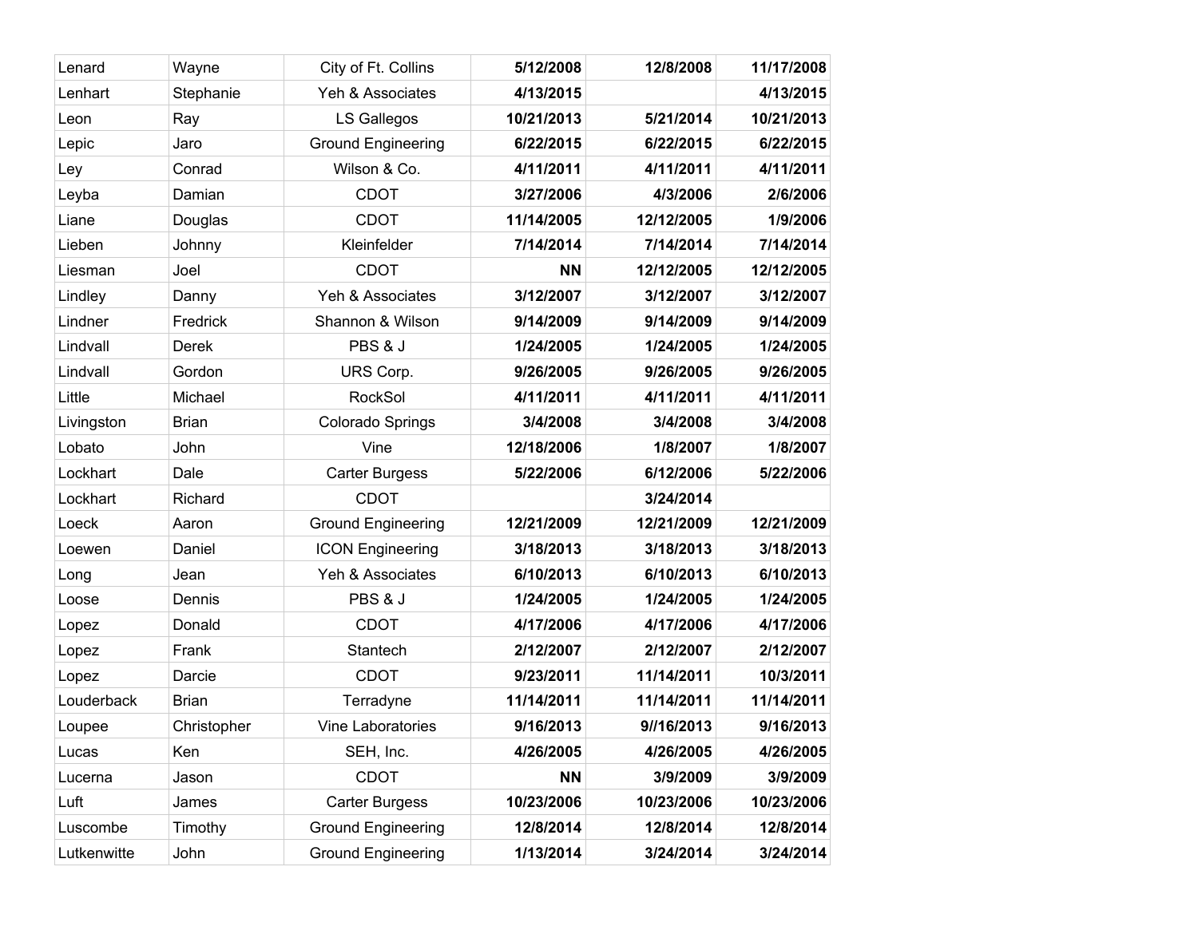| | | | | | |
|---|---|---|---|---|---|
| Lenard | Wayne | City of Ft. Collins | **5/12/2008** | **12/8/2008** | **11/17/2008** |
| Lenhart | Stephanie | Yeh & Associates | **4/13/2015** | | **4/13/2015** |
| Leon | Ray | LS Gallegos | **10/21/2013** | **5/21/2014** | **10/21/2013** |
| Lepic | Jaro | Ground Engineering | **6/22/2015** | **6/22/2015** | **6/22/2015** |
| Ley | Conrad | Wilson & Co. | **4/11/2011** | **4/11/2011** | **4/11/2011** |
| Leyba | Damian | CDOT | **3/27/2006** | **4/3/2006** | **2/6/2006** |
| Liane | Douglas | CDOT | **11/14/2005** | **12/12/2005** | **1/9/2006** |
| Lieben | Johnny | Kleinfelder | **7/14/2014** | **7/14/2014** | **7/14/2014** |
| Liesman | Joel | CDOT | **NN** | **12/12/2005** | **12/12/2005** |
| Lindley | Danny | Yeh & Associates | **3/12/2007** | **3/12/2007** | **3/12/2007** |
| Lindner | Fredrick | Shannon & Wilson | **9/14/2009** | **9/14/2009** | **9/14/2009** |
| Lindvall | Derek | PBS & J | **1/24/2005** | **1/24/2005** | **1/24/2005** |
| Lindvall | Gordon | URS Corp. | **9/26/2005** | **9/26/2005** | **9/26/2005** |
| Little | Michael | RockSol | **4/11/2011** | **4/11/2011** | **4/11/2011** |
| Livingston | Brian | Colorado Springs | **3/4/2008** | **3/4/2008** | **3/4/2008** |
| Lobato | John | Vine | **12/18/2006** | **1/8/2007** | **1/8/2007** |
| Lockhart | Dale | Carter Burgess | **5/22/2006** | **6/12/2006** | **5/22/2006** |
| Lockhart | Richard | CDOT | | **3/24/2014** | |
| Loeck | Aaron | Ground Engineering | **12/21/2009** | **12/21/2009** | **12/21/2009** |
| Loewen | Daniel | ICON Engineering | **3/18/2013** | **3/18/2013** | **3/18/2013** |
| Long | Jean | Yeh & Associates | **6/10/2013** | **6/10/2013** | **6/10/2013** |
| Loose | Dennis | PBS & J | **1/24/2005** | **1/24/2005** | **1/24/2005** |
| Lopez | Donald | CDOT | **4/17/2006** | **4/17/2006** | **4/17/2006** |
| Lopez | Frank | Stantech | **2/12/2007** | **2/12/2007** | **2/12/2007** |
| Lopez | Darcie | CDOT | **9/23/2011** | **11/14/2011** | **10/3/2011** |
| Louderback | Brian | Terradyne | **11/14/2011** | **11/14/2011** | **11/14/2011** |
| Loupee | Christopher | Vine Laboratories | **9/16/2013** | **9//16/2013** | **9/16/2013** |
| Lucas | Ken | SEH, Inc. | **4/26/2005** | **4/26/2005** | **4/26/2005** |
| Lucerna | Jason | CDOT | **NN** | **3/9/2009** | **3/9/2009** |
| Luft | James | Carter Burgess | **10/23/2006** | **10/23/2006** | **10/23/2006** |
| Luscombe | Timothy | Ground Engineering | **12/8/2014** | **12/8/2014** | **12/8/2014** |
| Lutkenwitte | John | Ground Engineering | **1/13/2014** | **3/24/2014** | **3/24/2014** |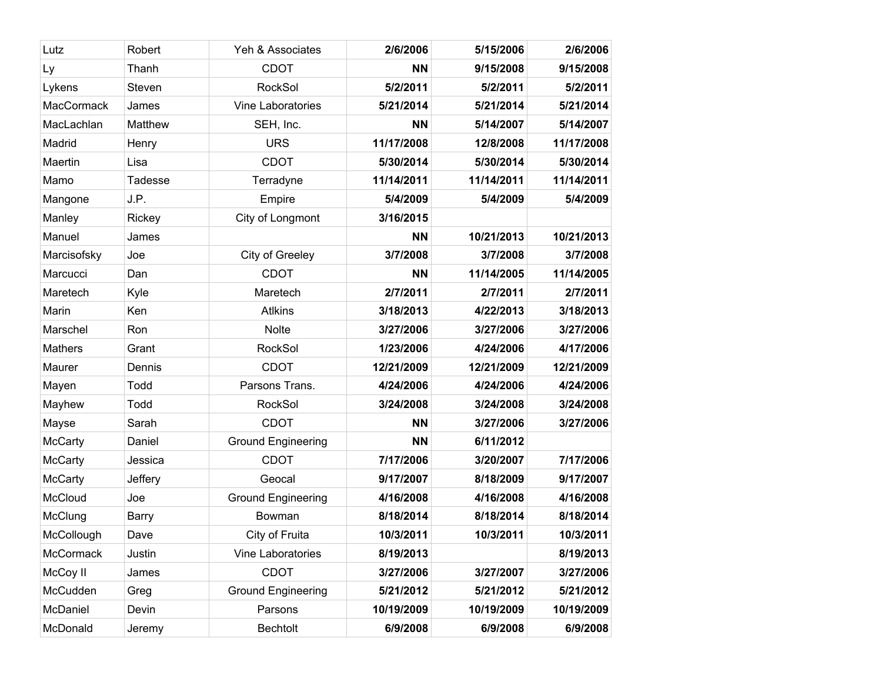| | | | | | |
|---|---|---|---|---|---|
| Lutz | Robert | Yeh & Associates | **2/6/2006** | **5/15/2006** | **2/6/2006** |
| Ly | Thanh | CDOT | **NN** | **9/15/2008** | **9/15/2008** |
| Lykens | Steven | RockSol | **5/2/2011** | **5/2/2011** | **5/2/2011** |
| MacCormack | James | Vine Laboratories | **5/21/2014** | **5/21/2014** | **5/21/2014** |
| MacLachlan | Matthew | SEH, Inc. | **NN** | **5/14/2007** | **5/14/2007** |
| Madrid | Henry | URS | **11/17/2008** | **12/8/2008** | **11/17/2008** |
| Maertin | Lisa | CDOT | **5/30/2014** | **5/30/2014** | **5/30/2014** |
| Mamo | Tadesse | Terradyne | **11/14/2011** | **11/14/2011** | **11/14/2011** |
| Mangone | J.P. | Empire | **5/4/2009** | **5/4/2009** | **5/4/2009** |
| Manley | Rickey | City of Longmont | **3/16/2015** | | |
| Manuel | James | | **NN** | **10/21/2013** | **10/21/2013** |
| Marcisofsky | Joe | City of Greeley | **3/7/2008** | **3/7/2008** | **3/7/2008** |
| Marcucci | Dan | CDOT | **NN** | **11/14/2005** | **11/14/2005** |
| Maretech | Kyle | Maretech | **2/7/2011** | **2/7/2011** | **2/7/2011** |
| Marin | Ken | Atlkins | **3/18/2013** | **4/22/2013** | **3/18/2013** |
| Marschel | Ron | Nolte | **3/27/2006** | **3/27/2006** | **3/27/2006** |
| Mathers | Grant | RockSol | **1/23/2006** | **4/24/2006** | **4/17/2006** |
| Maurer | Dennis | CDOT | **12/21/2009** | **12/21/2009** | **12/21/2009** |
| Mayen | Todd | Parsons Trans. | **4/24/2006** | **4/24/2006** | **4/24/2006** |
| Mayhew | Todd | RockSol | **3/24/2008** | **3/24/2008** | **3/24/2008** |
| Mayse | Sarah | CDOT | **NN** | **3/27/2006** | **3/27/2006** |
| McCarty | Daniel | Ground Engineering | **NN** | **6/11/2012** | |
| McCarty | Jessica | CDOT | **7/17/2006** | **3/20/2007** | **7/17/2006** |
| McCarty | Jeffery | Geocal | **9/17/2007** | **8/18/2009** | **9/17/2007** |
| McCloud | Joe | Ground Engineering | **4/16/2008** | **4/16/2008** | **4/16/2008** |
| McClung | Barry | Bowman | **8/18/2014** | **8/18/2014** | **8/18/2014** |
| McCollough | Dave | City of Fruita | **10/3/2011** | **10/3/2011** | **10/3/2011** |
| McCormack | Justin | Vine Laboratories | **8/19/2013** | | **8/19/2013** |
| McCoy II | James | CDOT | **3/27/2006** | **3/27/2007** | **3/27/2006** |
| McCudden | Greg | Ground Engineering | **5/21/2012** | **5/21/2012** | **5/21/2012** |
| McDaniel | Devin | Parsons | **10/19/2009** | **10/19/2009** | **10/19/2009** |
| McDonald | Jeremy | Bechtolt | **6/9/2008** | **6/9/2008** | **6/9/2008** |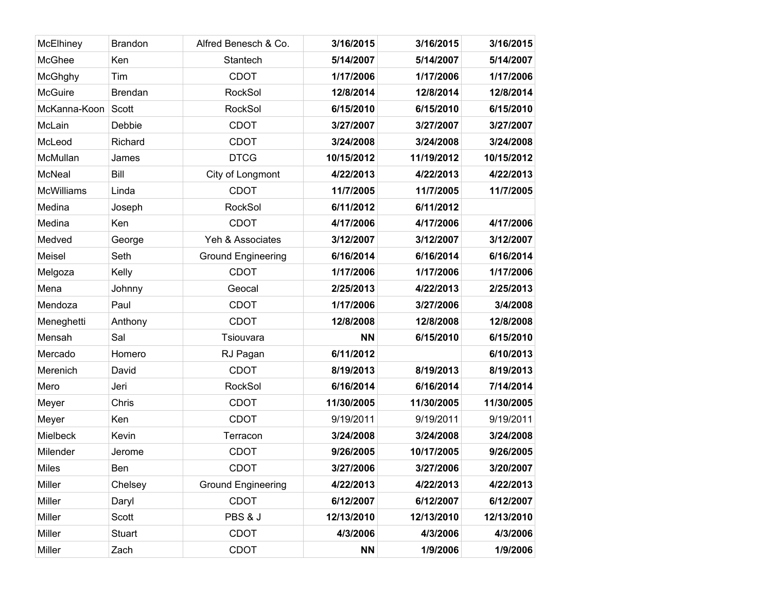| McElhiney | Brandon | Alfred Benesch & Co. | **3/16/2015** | **3/16/2015** | **3/16/2015** |
|---|---|---|---|---|---|
| McGhee | Ken | Stantech | **5/14/2007** | **5/14/2007** | **5/14/2007** |
| McGhghy | Tim | CDOT | **1/17/2006** | **1/17/2006** | **1/17/2006** |
| McGuire | Brendan | RockSol | **12/8/2014** | **12/8/2014** | **12/8/2014** |
| McKanna-Koon | Scott | RockSol | **6/15/2010** | **6/15/2010** | **6/15/2010** |
| McLain | Debbie | CDOT | **3/27/2007** | **3/27/2007** | **3/27/2007** |
| McLeod | Richard | CDOT | **3/24/2008** | **3/24/2008** | **3/24/2008** |
| McMullan | James | DTCG | **10/15/2012** | **11/19/2012** | **10/15/2012** |
| McNeal | Bill | City of Longmont | **4/22/2013** | **4/22/2013** | **4/22/2013** |
| McWilliams | Linda | CDOT | **11/7/2005** | **11/7/2005** | **11/7/2005** |
| Medina | Joseph | RockSol | **6/11/2012** | **6/11/2012** | |
| Medina | Ken | CDOT | **4/17/2006** | **4/17/2006** | **4/17/2006** |
| Medved | George | Yeh & Associates | **3/12/2007** | **3/12/2007** | **3/12/2007** |
| Meisel | Seth | Ground Engineering | **6/16/2014** | **6/16/2014** | **6/16/2014** |
| Melgoza | Kelly | CDOT | **1/17/2006** | **1/17/2006** | **1/17/2006** |
| Mena | Johnny | Geocal | **2/25/2013** | **4/22/2013** | **2/25/2013** |
| Mendoza | Paul | CDOT | **1/17/2006** | **3/27/2006** | **3/4/2008** |
| Meneghetti | Anthony | CDOT | **12/8/2008** | **12/8/2008** | **12/8/2008** |
| Mensah | Sal | Tsiouvara | **NN** | **6/15/2010** | **6/15/2010** |
| Mercado | Homero | RJ Pagan | **6/11/2012** | | **6/10/2013** |
| Merenich | David | CDOT | **8/19/2013** | **8/19/2013** | **8/19/2013** |
| Mero | Jeri | RockSol | **6/16/2014** | **6/16/2014** | **7/14/2014** |
| Meyer | Chris | CDOT | **11/30/2005** | **11/30/2005** | **11/30/2005** |
| Meyer | Ken | CDOT | 9/19/2011 | 9/19/2011 | 9/19/2011 |
| Mielbeck | Kevin | Terracon | **3/24/2008** | **3/24/2008** | **3/24/2008** |
| Milender | Jerome | CDOT | **9/26/2005** | **10/17/2005** | **9/26/2005** |
| Miles | Ben | CDOT | **3/27/2006** | **3/27/2006** | **3/20/2007** |
| Miller | Chelsey | Ground Engineering | **4/22/2013** | **4/22/2013** | **4/22/2013** |
| Miller | Daryl | CDOT | **6/12/2007** | **6/12/2007** | **6/12/2007** |
| Miller | Scott | PBS & J | **12/13/2010** | **12/13/2010** | **12/13/2010** |
| Miller | Stuart | CDOT | **4/3/2006** | **4/3/2006** | **4/3/2006** |
| Miller | Zach | CDOT | **NN** | **1/9/2006** | **1/9/2006** |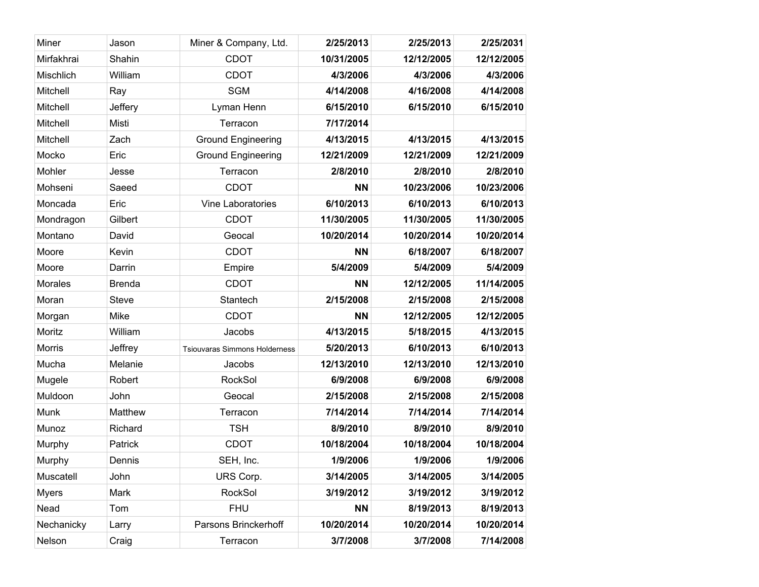| | | | | | |
|---|---|---|---|---|---|
| Miner | Jason | Miner & Company, Ltd. | **2/25/2013** | **2/25/2013** | **2/25/2031** |
| Mirfakhrai | Shahin | CDOT | **10/31/2005** | **12/12/2005** | **12/12/2005** |
| Mischlich | William | CDOT | **4/3/2006** | **4/3/2006** | **4/3/2006** |
| Mitchell | Ray | SGM | **4/14/2008** | **4/16/2008** | **4/14/2008** |
| Mitchell | Jeffery | Lyman Henn | **6/15/2010** | **6/15/2010** | **6/15/2010** |
| Mitchell | Misti | Terracon | **7/17/2014** | | |
| Mitchell | Zach | Ground Engineering | **4/13/2015** | **4/13/2015** | **4/13/2015** |
| Mocko | Eric | Ground Engineering | **12/21/2009** | **12/21/2009** | **12/21/2009** |
| Mohler | Jesse | Terracon | **2/8/2010** | **2/8/2010** | **2/8/2010** |
| Mohseni | Saeed | CDOT | **NN** | **10/23/2006** | **10/23/2006** |
| Moncada | Eric | Vine Laboratories | **6/10/2013** | **6/10/2013** | **6/10/2013** |
| Mondragon | Gilbert | CDOT | **11/30/2005** | **11/30/2005** | **11/30/2005** |
| Montano | David | Geocal | **10/20/2014** | **10/20/2014** | **10/20/2014** |
| Moore | Kevin | CDOT | **NN** | **6/18/2007** | **6/18/2007** |
| Moore | Darrin | Empire | **5/4/2009** | **5/4/2009** | **5/4/2009** |
| Morales | Brenda | CDOT | **NN** | **12/12/2005** | **11/14/2005** |
| Moran | Steve | Stantech | **2/15/2008** | **2/15/2008** | **2/15/2008** |
| Morgan | Mike | CDOT | **NN** | **12/12/2005** | **12/12/2005** |
| Moritz | William | Jacobs | **4/13/2015** | **5/18/2015** | **4/13/2015** |
| Morris | Jeffrey | Tsiouvaras Simmons Holderness | **5/20/2013** | **6/10/2013** | **6/10/2013** |
| Mucha | Melanie | Jacobs | **12/13/2010** | **12/13/2010** | **12/13/2010** |
| Mugele | Robert | RockSol | **6/9/2008** | **6/9/2008** | **6/9/2008** |
| Muldoon | John | Geocal | **2/15/2008** | **2/15/2008** | **2/15/2008** |
| Munk | Matthew | Terracon | **7/14/2014** | **7/14/2014** | **7/14/2014** |
| Munoz | Richard | TSH | **8/9/2010** | **8/9/2010** | **8/9/2010** |
| Murphy | Patrick | CDOT | **10/18/2004** | **10/18/2004** | **10/18/2004** |
| Murphy | Dennis | SEH, Inc. | **1/9/2006** | **1/9/2006** | **1/9/2006** |
| Muscatell | John | URS Corp. | **3/14/2005** | **3/14/2005** | **3/14/2005** |
| Myers | Mark | RockSol | **3/19/2012** | **3/19/2012** | **3/19/2012** |
| Nead | Tom | FHU | **NN** | **8/19/2013** | **8/19/2013** |
| Nechanicky | Larry | Parsons Brinckerhoff | **10/20/2014** | **10/20/2014** | **10/20/2014** |
| Nelson | Craig | Terracon | **3/7/2008** | **3/7/2008** | **7/14/2008** |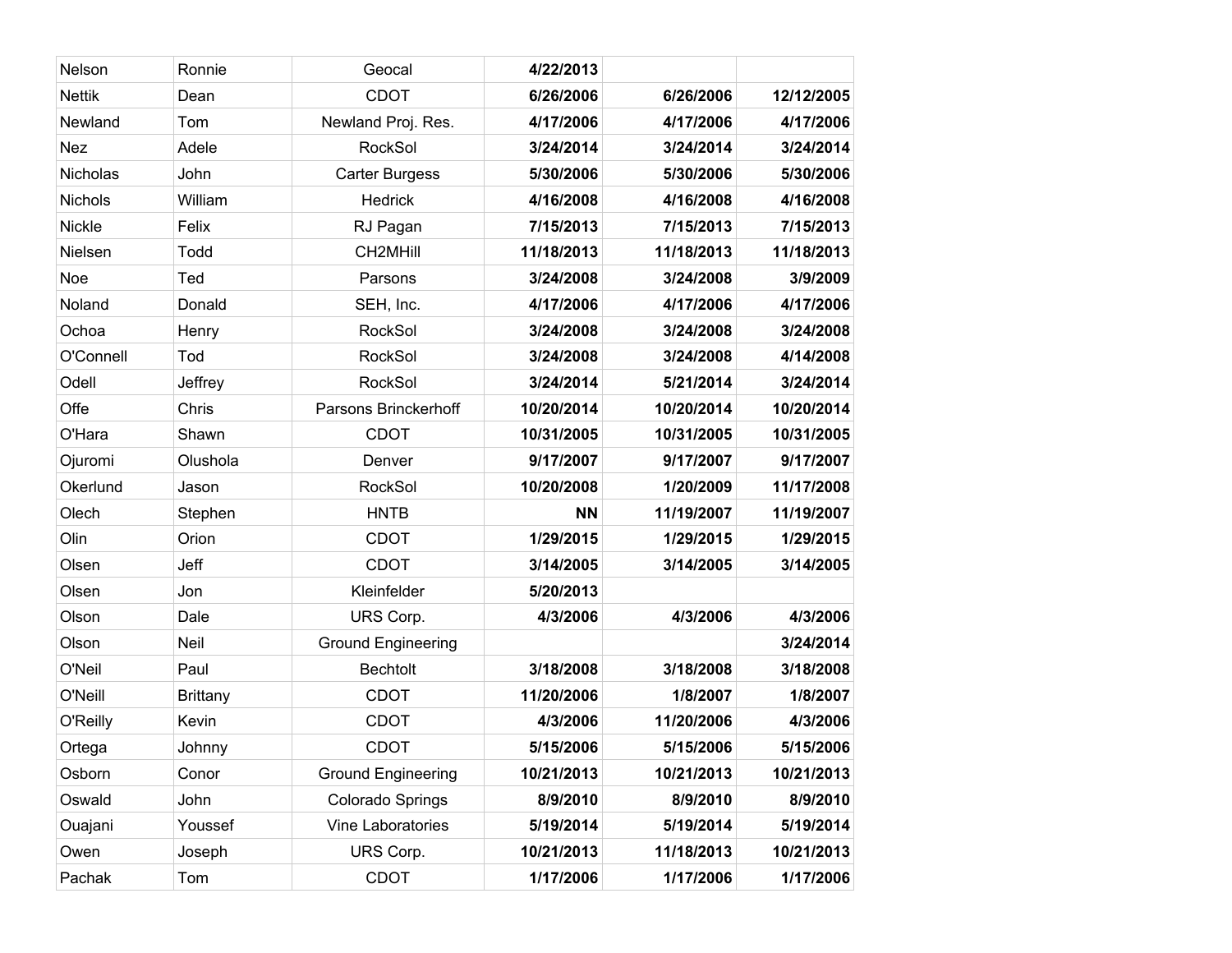| | | | | | |
|---|---|---|---|---|---|
| Nelson | Ronnie | Geocal | **4/22/2013** | | |
| Nettik | Dean | CDOT | **6/26/2006** | **6/26/2006** | **12/12/2005** |
| Newland | Tom | Newland Proj. Res. | **4/17/2006** | **4/17/2006** | **4/17/2006** |
| Nez | Adele | RockSol | **3/24/2014** | **3/24/2014** | **3/24/2014** |
| Nicholas | John | Carter Burgess | **5/30/2006** | **5/30/2006** | **5/30/2006** |
| Nichols | William | Hedrick | **4/16/2008** | **4/16/2008** | **4/16/2008** |
| Nickle | Felix | RJ Pagan | **7/15/2013** | **7/15/2013** | **7/15/2013** |
| Nielsen | Todd | CH2MHill | **11/18/2013** | **11/18/2013** | **11/18/2013** |
| Noe | Ted | Parsons | **3/24/2008** | **3/24/2008** | **3/9/2009** |
| Noland | Donald | SEH, Inc. | **4/17/2006** | **4/17/2006** | **4/17/2006** |
| Ochoa | Henry | RockSol | **3/24/2008** | **3/24/2008** | **3/24/2008** |
| O'Connell | Tod | RockSol | **3/24/2008** | **3/24/2008** | **4/14/2008** |
| Odell | Jeffrey | RockSol | **3/24/2014** | **5/21/2014** | **3/24/2014** |
| Offe | Chris | Parsons Brinckerhoff | **10/20/2014** | **10/20/2014** | **10/20/2014** |
| O'Hara | Shawn | CDOT | **10/31/2005** | **10/31/2005** | **10/31/2005** |
| Ojuromi | Olushola | Denver | **9/17/2007** | **9/17/2007** | **9/17/2007** |
| Okerlund | Jason | RockSol | **10/20/2008** | **1/20/2009** | **11/17/2008** |
| Olech | Stephen | HNTB | **NN** | **11/19/2007** | **11/19/2007** |
| Olin | Orion | CDOT | **1/29/2015** | **1/29/2015** | **1/29/2015** |
| Olsen | Jeff | CDOT | **3/14/2005** | **3/14/2005** | **3/14/2005** |
| Olsen | Jon | Kleinfelder | **5/20/2013** | | |
| Olson | Dale | URS Corp. | **4/3/2006** | **4/3/2006** | **4/3/2006** |
| Olson | Neil | Ground Engineering | | | **3/24/2014** |
| O'Neil | Paul | Bechtolt | **3/18/2008** | **3/18/2008** | **3/18/2008** |
| O'Neill | Brittany | CDOT | **11/20/2006** | **1/8/2007** | **1/8/2007** |
| O'Reilly | Kevin | CDOT | **4/3/2006** | **11/20/2006** | **4/3/2006** |
| Ortega | Johnny | CDOT | **5/15/2006** | **5/15/2006** | **5/15/2006** |
| Osborn | Conor | Ground Engineering | **10/21/2013** | **10/21/2013** | **10/21/2013** |
| Oswald | John | Colorado Springs | **8/9/2010** | **8/9/2010** | **8/9/2010** |
| Ouajani | Youssef | Vine Laboratories | **5/19/2014** | **5/19/2014** | **5/19/2014** |
| Owen | Joseph | URS Corp. | **10/21/2013** | **11/18/2013** | **10/21/2013** |
| Pachak | Tom | CDOT | **1/17/2006** | **1/17/2006** | **1/17/2006** |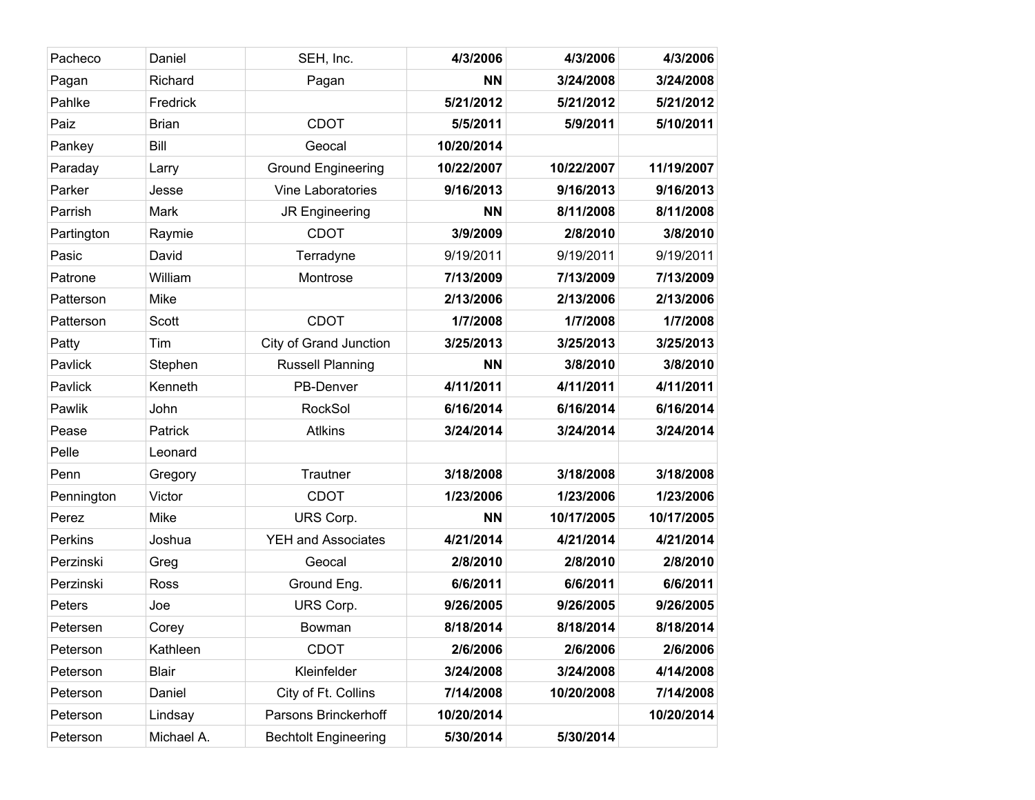| | | | | | |
|---|---|---|---|---|---|
| Pacheco | Daniel | SEH, Inc. | **4/3/2006** | **4/3/2006** | **4/3/2006** |
| Pagan | Richard | Pagan | **NN** | **3/24/2008** | **3/24/2008** |
| Pahlke | Fredrick | | **5/21/2012** | **5/21/2012** | **5/21/2012** |
| Paiz | Brian | CDOT | **5/5/2011** | **5/9/2011** | **5/10/2011** |
| Pankey | Bill | Geocal | **10/20/2014** | | |
| Paraday | Larry | Ground Engineering | **10/22/2007** | **10/22/2007** | **11/19/2007** |
| Parker | Jesse | Vine Laboratories | **9/16/2013** | **9/16/2013** | **9/16/2013** |
| Parrish | Mark | JR Engineering | **NN** | **8/11/2008** | **8/11/2008** |
| Partington | Raymie | CDOT | **3/9/2009** | **2/8/2010** | **3/8/2010** |
| Pasic | David | Terradyne | 9/19/2011 | 9/19/2011 | 9/19/2011 |
| Patrone | William | Montrose | **7/13/2009** | **7/13/2009** | **7/13/2009** |
| Patterson | Mike | | **2/13/2006** | **2/13/2006** | **2/13/2006** |
| Patterson | Scott | CDOT | **1/7/2008** | **1/7/2008** | **1/7/2008** |
| Patty | Tim | City of Grand Junction | **3/25/2013** | **3/25/2013** | **3/25/2013** |
| Pavlick | Stephen | Russell Planning | **NN** | **3/8/2010** | **3/8/2010** |
| Pavlick | Kenneth | PB-Denver | **4/11/2011** | **4/11/2011** | **4/11/2011** |
| Pawlik | John | RockSol | **6/16/2014** | **6/16/2014** | **6/16/2014** |
| Pease | Patrick | Atlkins | **3/24/2014** | **3/24/2014** | **3/24/2014** |
| Pelle | Leonard | | | | |
| Penn | Gregory | Trautner | **3/18/2008** | **3/18/2008** | **3/18/2008** |
| Pennington | Victor | CDOT | **1/23/2006** | **1/23/2006** | **1/23/2006** |
| Perez | Mike | URS Corp. | **NN** | **10/17/2005** | **10/17/2005** |
| Perkins | Joshua | YEH and Associates | **4/21/2014** | **4/21/2014** | **4/21/2014** |
| Perzinski | Greg | Geocal | **2/8/2010** | **2/8/2010** | **2/8/2010** |
| Perzinski | Ross | Ground Eng. | **6/6/2011** | **6/6/2011** | **6/6/2011** |
| Peters | Joe | URS Corp. | **9/26/2005** | **9/26/2005** | **9/26/2005** |
| Petersen | Corey | Bowman | **8/18/2014** | **8/18/2014** | **8/18/2014** |
| Peterson | Kathleen | CDOT | **2/6/2006** | **2/6/2006** | **2/6/2006** |
| Peterson | Blair | Kleinfelder | **3/24/2008** | **3/24/2008** | **4/14/2008** |
| Peterson | Daniel | City of Ft. Collins | **7/14/2008** | **10/20/2008** | **7/14/2008** |
| Peterson | Lindsay | Parsons Brinckerhoff | **10/20/2014** | | **10/20/2014** |
| Peterson | Michael A. | Bechtolt Engineering | **5/30/2014** | **5/30/2014** | |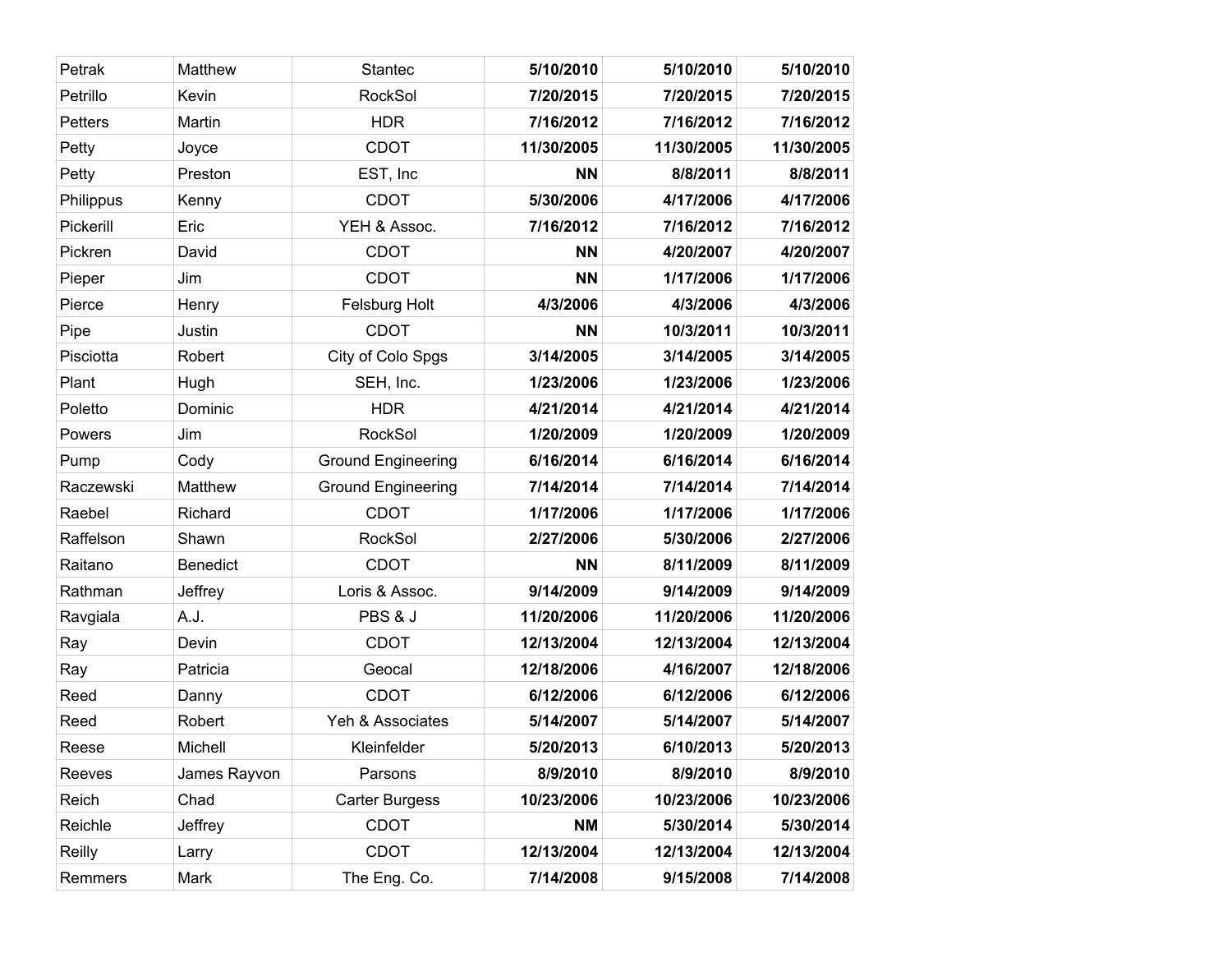| | | | | | |
|---|---|---|---|---|---|
| Petrak | Matthew | Stantec | **5/10/2010** | **5/10/2010** | **5/10/2010** |
| Petrillo | Kevin | RockSol | **7/20/2015** | **7/20/2015** | **7/20/2015** |
| Petters | Martin | HDR | **7/16/2012** | **7/16/2012** | **7/16/2012** |
| Petty | Joyce | CDOT | **11/30/2005** | **11/30/2005** | **11/30/2005** |
| Petty | Preston | EST, Inc | **NN** | **8/8/2011** | **8/8/2011** |
| Philippus | Kenny | CDOT | **5/30/2006** | **4/17/2006** | **4/17/2006** |
| Pickerill | Eric | YEH & Assoc. | **7/16/2012** | **7/16/2012** | **7/16/2012** |
| Pickren | David | CDOT | **NN** | **4/20/2007** | **4/20/2007** |
| Pieper | Jim | CDOT | **NN** | **1/17/2006** | **1/17/2006** |
| Pierce | Henry | Felsburg Holt | **4/3/2006** | **4/3/2006** | **4/3/2006** |
| Pipe | Justin | CDOT | **NN** | **10/3/2011** | **10/3/2011** |
| Pisciotta | Robert | City of Colo Spgs | **3/14/2005** | **3/14/2005** | **3/14/2005** |
| Plant | Hugh | SEH, Inc. | **1/23/2006** | **1/23/2006** | **1/23/2006** |
| Poletto | Dominic | HDR | **4/21/2014** | **4/21/2014** | **4/21/2014** |
| Powers | Jim | RockSol | **1/20/2009** | **1/20/2009** | **1/20/2009** |
| Pump | Cody | Ground Engineering | **6/16/2014** | **6/16/2014** | **6/16/2014** |
| Raczewski | Matthew | Ground Engineering | **7/14/2014** | **7/14/2014** | **7/14/2014** |
| Raebel | Richard | CDOT | **1/17/2006** | **1/17/2006** | **1/17/2006** |
| Raffelson | Shawn | RockSol | **2/27/2006** | **5/30/2006** | **2/27/2006** |
| Raitano | Benedict | CDOT | **NN** | **8/11/2009** | **8/11/2009** |
| Rathman | Jeffrey | Loris & Assoc. | **9/14/2009** | **9/14/2009** | **9/14/2009** |
| Ravgiala | A.J. | PBS & J | **11/20/2006** | **11/20/2006** | **11/20/2006** |
| Ray | Devin | CDOT | **12/13/2004** | **12/13/2004** | **12/13/2004** |
| Ray | Patricia | Geocal | **12/18/2006** | **4/16/2007** | **12/18/2006** |
| Reed | Danny | CDOT | **6/12/2006** | **6/12/2006** | **6/12/2006** |
| Reed | Robert | Yeh & Associates | **5/14/2007** | **5/14/2007** | **5/14/2007** |
| Reese | Michell | Kleinfelder | **5/20/2013** | **6/10/2013** | **5/20/2013** |
| Reeves | James Rayvon | Parsons | **8/9/2010** | **8/9/2010** | **8/9/2010** |
| Reich | Chad | Carter Burgess | **10/23/2006** | **10/23/2006** | **10/23/2006** |
| Reichle | Jeffrey | CDOT | **NM** | **5/30/2014** | **5/30/2014** |
| Reilly | Larry | CDOT | **12/13/2004** | **12/13/2004** | **12/13/2004** |
| Remmers | Mark | The Eng. Co. | **7/14/2008** | **9/15/2008** | **7/14/2008** |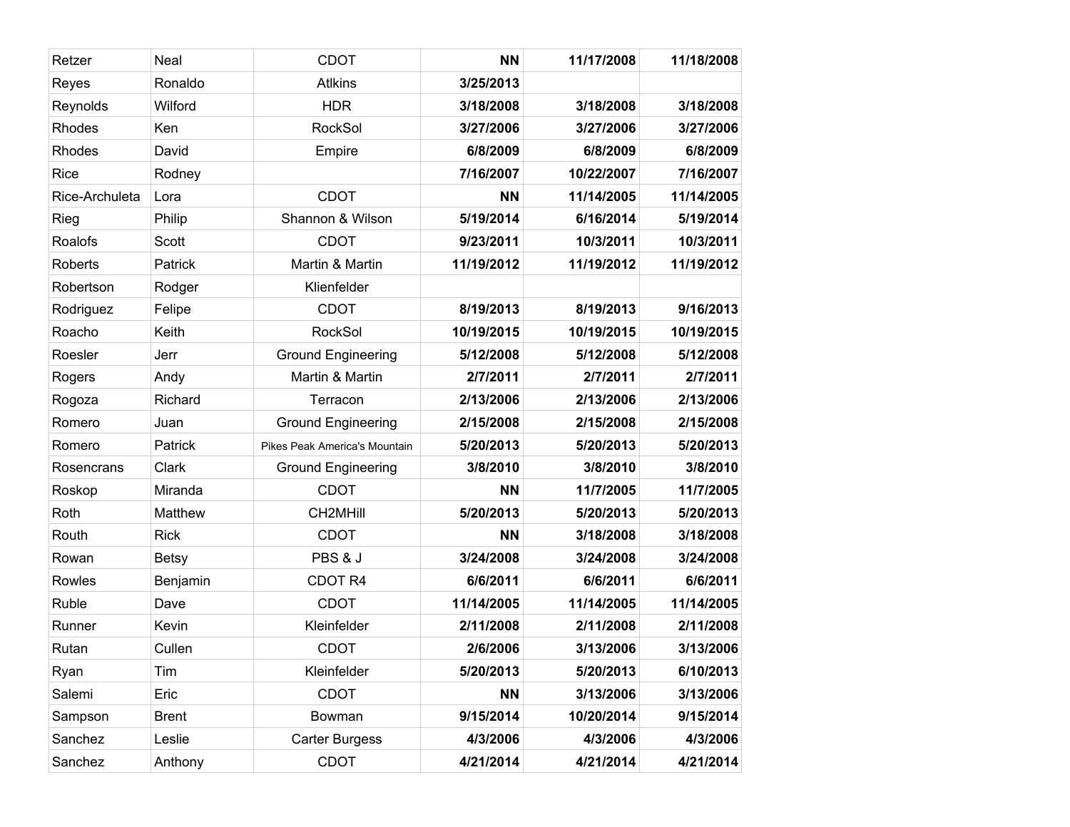| | | | | | |
|---|---|---|---|---|---|
| Retzer | Neal | CDOT | **NN** | **11/17/2008** | **11/18/2008** |
| Reyes | Ronaldo | Atlkins | **3/25/2013** | | |
| Reynolds | Wilford | HDR | **3/18/2008** | **3/18/2008** | **3/18/2008** |
| Rhodes | Ken | RockSol | **3/27/2006** | **3/27/2006** | **3/27/2006** |
| Rhodes | David | Empire | **6/8/2009** | **6/8/2009** | **6/8/2009** |
| Rice | Rodney | | **7/16/2007** | **10/22/2007** | **7/16/2007** |
| Rice-Archuleta | Lora | CDOT | **NN** | **11/14/2005** | **11/14/2005** |
| Rieg | Philip | Shannon & Wilson | **5/19/2014** | **6/16/2014** | **5/19/2014** |
| Roalofs | Scott | CDOT | **9/23/2011** | **10/3/2011** | **10/3/2011** |
| Roberts | Patrick | Martin & Martin | **11/19/2012** | **11/19/2012** | **11/19/2012** |
| Robertson | Rodger | Klienfelder | | | |
| Rodriguez | Felipe | CDOT | **8/19/2013** | **8/19/2013** | **9/16/2013** |
| Roacho | Keith | RockSol | **10/19/2015** | **10/19/2015** | **10/19/2015** |
| Roesler | Jerr | Ground Engineering | **5/12/2008** | **5/12/2008** | **5/12/2008** |
| Rogers | Andy | Martin & Martin | **2/7/2011** | **2/7/2011** | **2/7/2011** |
| Rogoza | Richard | Terracon | **2/13/2006** | **2/13/2006** | **2/13/2006** |
| Romero | Juan | Ground Engineering | **2/15/2008** | **2/15/2008** | **2/15/2008** |
| Romero | Patrick | Pikes Peak America's Mountain | **5/20/2013** | **5/20/2013** | **5/20/2013** |
| Rosencrans | Clark | Ground Engineering | **3/8/2010** | **3/8/2010** | **3/8/2010** |
| Roskop | Miranda | CDOT | **NN** | **11/7/2005** | **11/7/2005** |
| Roth | Matthew | CH2MHill | **5/20/2013** | **5/20/2013** | **5/20/2013** |
| Routh | Rick | CDOT | **NN** | **3/18/2008** | **3/18/2008** |
| Rowan | Betsy | PBS & J | **3/24/2008** | **3/24/2008** | **3/24/2008** |
| Rowles | Benjamin | CDOT R4 | **6/6/2011** | **6/6/2011** | **6/6/2011** |
| Ruble | Dave | CDOT | **11/14/2005** | **11/14/2005** | **11/14/2005** |
| Runner | Kevin | Kleinfelder | **2/11/2008** | **2/11/2008** | **2/11/2008** |
| Rutan | Cullen | CDOT | **2/6/2006** | **3/13/2006** | **3/13/2006** |
| Ryan | Tim | Kleinfelder | **5/20/2013** | **5/20/2013** | **6/10/2013** |
| Salemi | Eric | CDOT | **NN** | **3/13/2006** | **3/13/2006** |
| Sampson | Brent | Bowman | **9/15/2014** | **10/20/2014** | **9/15/2014** |
| Sanchez | Leslie | Carter Burgess | **4/3/2006** | **4/3/2006** | **4/3/2006** |
| Sanchez | Anthony | CDOT | **4/21/2014** | **4/21/2014** | **4/21/2014** |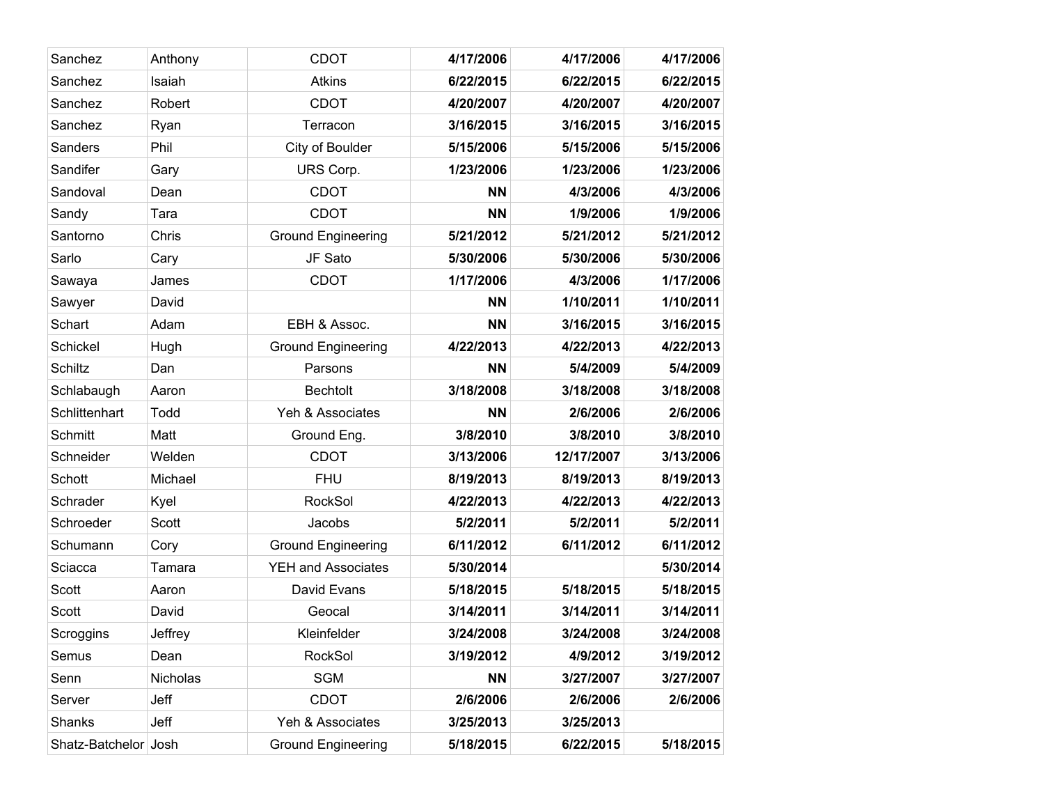| | | | | | |
|---|---|---|---|---|---|
| Sanchez | Anthony | CDOT | **4/17/2006** | **4/17/2006** | **4/17/2006** |
| Sanchez | Isaiah | Atkins | **6/22/2015** | **6/22/2015** | **6/22/2015** |
| Sanchez | Robert | CDOT | **4/20/2007** | **4/20/2007** | **4/20/2007** |
| Sanchez | Ryan | Terracon | **3/16/2015** | **3/16/2015** | **3/16/2015** |
| Sanders | Phil | City of Boulder | **5/15/2006** | **5/15/2006** | **5/15/2006** |
| Sandifer | Gary | URS Corp. | **1/23/2006** | **1/23/2006** | **1/23/2006** |
| Sandoval | Dean | CDOT | **NN** | **4/3/2006** | **4/3/2006** |
| Sandy | Tara | CDOT | **NN** | **1/9/2006** | **1/9/2006** |
| Santorno | Chris | Ground Engineering | **5/21/2012** | **5/21/2012** | **5/21/2012** |
| Sarlo | Cary | JF Sato | **5/30/2006** | **5/30/2006** | **5/30/2006** |
| Sawaya | James | CDOT | **1/17/2006** | **4/3/2006** | **1/17/2006** |
| Sawyer | David | | **NN** | **1/10/2011** | **1/10/2011** |
| Schart | Adam | EBH & Assoc. | **NN** | **3/16/2015** | **3/16/2015** |
| Schickel | Hugh | Ground Engineering | **4/22/2013** | **4/22/2013** | **4/22/2013** |
| Schiltz | Dan | Parsons | **NN** | **5/4/2009** | **5/4/2009** |
| Schlabaugh | Aaron | Bechtolt | **3/18/2008** | **3/18/2008** | **3/18/2008** |
| Schlittenhart | Todd | Yeh & Associates | **NN** | **2/6/2006** | **2/6/2006** |
| Schmitt | Matt | Ground Eng. | **3/8/2010** | **3/8/2010** | **3/8/2010** |
| Schneider | Welden | CDOT | **3/13/2006** | **12/17/2007** | **3/13/2006** |
| Schott | Michael | FHU | **8/19/2013** | **8/19/2013** | **8/19/2013** |
| Schrader | Kyel | RockSol | **4/22/2013** | **4/22/2013** | **4/22/2013** |
| Schroeder | Scott | Jacobs | **5/2/2011** | **5/2/2011** | **5/2/2011** |
| Schumann | Cory | Ground Engineering | **6/11/2012** | **6/11/2012** | **6/11/2012** |
| Sciacca | Tamara | YEH and Associates | **5/30/2014** | | **5/30/2014** |
| Scott | Aaron | David Evans | **5/18/2015** | **5/18/2015** | **5/18/2015** |
| Scott | David | Geocal | **3/14/2011** | **3/14/2011** | **3/14/2011** |
| Scroggins | Jeffrey | Kleinfelder | **3/24/2008** | **3/24/2008** | **3/24/2008** |
| Semus | Dean | RockSol | **3/19/2012** | **4/9/2012** | **3/19/2012** |
| Senn | Nicholas | SGM | **NN** | **3/27/2007** | **3/27/2007** |
| Server | Jeff | CDOT | **2/6/2006** | **2/6/2006** | **2/6/2006** |
| Shanks | Jeff | Yeh & Associates | **3/25/2013** | **3/25/2013** | |
| Shatz-Batchelor | Josh | Ground Engineering | **5/18/2015** | **6/22/2015** | **5/18/2015** |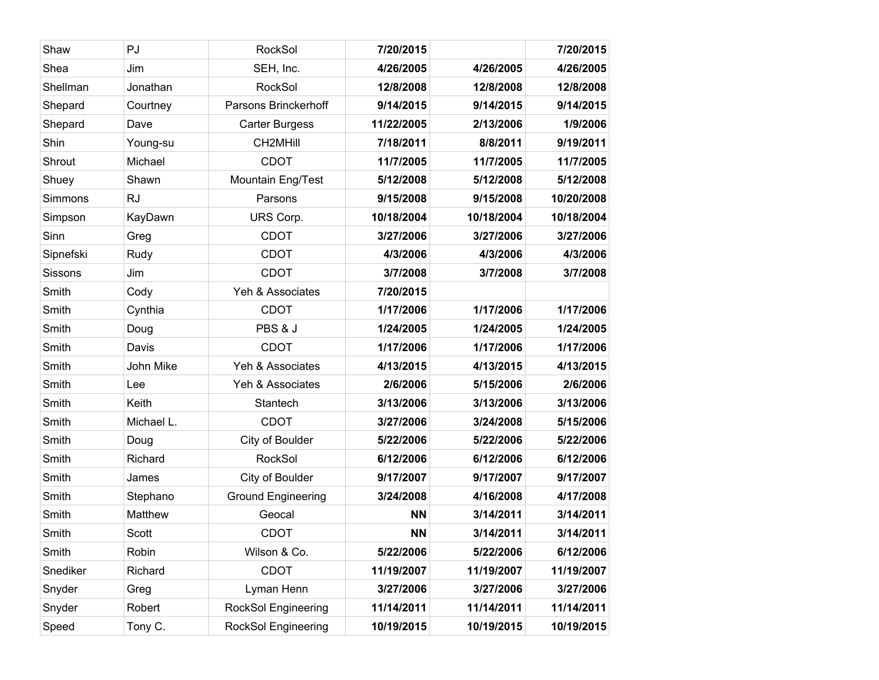| | | | | | |
|---|---|---|---|---|---|
| Shaw | PJ | RockSol | **7/20/2015** | | **7/20/2015** |
| Shea | Jim | SEH, Inc. | **4/26/2005** | **4/26/2005** | **4/26/2005** |
| Shellman | Jonathan | RockSol | **12/8/2008** | **12/8/2008** | **12/8/2008** |
| Shepard | Courtney | Parsons Brinckerhoff | **9/14/2015** | **9/14/2015** | **9/14/2015** |
| Shepard | Dave | Carter Burgess | **11/22/2005** | **2/13/2006** | **1/9/2006** |
| Shin | Young-su | CH2MHill | **7/18/2011** | **8/8/2011** | **9/19/2011** |
| Shrout | Michael | CDOT | **11/7/2005** | **11/7/2005** | **11/7/2005** |
| Shuey | Shawn | Mountain Eng/Test | **5/12/2008** | **5/12/2008** | **5/12/2008** |
| Simmons | RJ | Parsons | **9/15/2008** | **9/15/2008** | **10/20/2008** |
| Simpson | KayDawn | URS Corp. | **10/18/2004** | **10/18/2004** | **10/18/2004** |
| Sinn | Greg | CDOT | **3/27/2006** | **3/27/2006** | **3/27/2006** |
| Sipnefski | Rudy | CDOT | **4/3/2006** | **4/3/2006** | **4/3/2006** |
| Sissons | Jim | CDOT | **3/7/2008** | **3/7/2008** | **3/7/2008** |
| Smith | Cody | Yeh & Associates | **7/20/2015** | | |
| Smith | Cynthia | CDOT | **1/17/2006** | **1/17/2006** | **1/17/2006** |
| Smith | Doug | PBS & J | **1/24/2005** | **1/24/2005** | **1/24/2005** |
| Smith | Davis | CDOT | **1/17/2006** | **1/17/2006** | **1/17/2006** |
| Smith | John Mike | Yeh & Associates | **4/13/2015** | **4/13/2015** | **4/13/2015** |
| Smith | Lee | Yeh & Associates | **2/6/2006** | **5/15/2006** | **2/6/2006** |
| Smith | Keith | Stantech | **3/13/2006** | **3/13/2006** | **3/13/2006** |
| Smith | Michael L. | CDOT | **3/27/2006** | **3/24/2008** | **5/15/2006** |
| Smith | Doug | City of Boulder | **5/22/2006** | **5/22/2006** | **5/22/2006** |
| Smith | Richard | RockSol | **6/12/2006** | **6/12/2006** | **6/12/2006** |
| Smith | James | City of Boulder | **9/17/2007** | **9/17/2007** | **9/17/2007** |
| Smith | Stephano | Ground Engineering | **3/24/2008** | **4/16/2008** | **4/17/2008** |
| Smith | Matthew | Geocal | **NN** | **3/14/2011** | **3/14/2011** |
| Smith | Scott | CDOT | **NN** | **3/14/2011** | **3/14/2011** |
| Smith | Robin | Wilson & Co. | **5/22/2006** | **5/22/2006** | **6/12/2006** |
| Snediker | Richard | CDOT | **11/19/2007** | **11/19/2007** | **11/19/2007** |
| Snyder | Greg | Lyman Henn | **3/27/2006** | **3/27/2006** | **3/27/2006** |
| Snyder | Robert | RockSol Engineering | **11/14/2011** | **11/14/2011** | **11/14/2011** |
| Speed | Tony C. | RockSol Engineering | **10/19/2015** | **10/19/2015** | **10/19/2015** |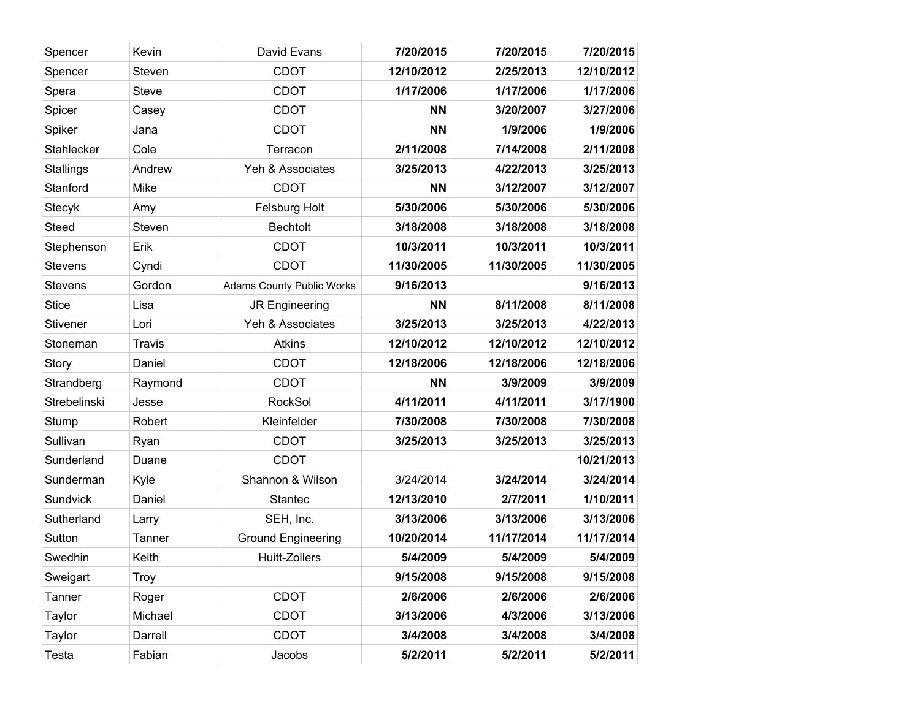| | | | | | |
|---|---|---|---|---|---|
| Spencer | Kevin | David Evans | **7/20/2015** | **7/20/2015** | **7/20/2015** |
| Spencer | Steven | CDOT | **12/10/2012** | **2/25/2013** | **12/10/2012** |
| Spera | Steve | CDOT | **1/17/2006** | **1/17/2006** | **1/17/2006** |
| Spicer | Casey | CDOT | **NN** | **3/20/2007** | **3/27/2006** |
| Spiker | Jana | CDOT | **NN** | **1/9/2006** | **1/9/2006** |
| Stahlecker | Cole | Terracon | **2/11/2008** | **7/14/2008** | **2/11/2008** |
| Stallings | Andrew | Yeh & Associates | **3/25/2013** | **4/22/2013** | **3/25/2013** |
| Stanford | Mike | CDOT | **NN** | **3/12/2007** | **3/12/2007** |
| Stecyk | Amy | Felsburg Holt | **5/30/2006** | **5/30/2006** | **5/30/2006** |
| Steed | Steven | Bechtolt | **3/18/2008** | **3/18/2008** | **3/18/2008** |
| Stephenson | Erik | CDOT | **10/3/2011** | **10/3/2011** | **10/3/2011** |
| Stevens | Cyndi | CDOT | **11/30/2005** | **11/30/2005** | **11/30/2005** |
| Stevens | Gordon | Adams County Public Works | **9/16/2013** | | **9/16/2013** |
| Stice | Lisa | JR Engineering | **NN** | **8/11/2008** | **8/11/2008** |
| Stivener | Lori | Yeh & Associates | **3/25/2013** | **3/25/2013** | **4/22/2013** |
| Stoneman | Travis | Atkins | **12/10/2012** | **12/10/2012** | **12/10/2012** |
| Story | Daniel | CDOT | **12/18/2006** | **12/18/2006** | **12/18/2006** |
| Strandberg | Raymond | CDOT | **NN** | **3/9/2009** | **3/9/2009** |
| Strebelinski | Jesse | RockSol | **4/11/2011** | **4/11/2011** | **3/17/1900** |
| Stump | Robert | Kleinfelder | **7/30/2008** | **7/30/2008** | **7/30/2008** |
| Sullivan | Ryan | CDOT | **3/25/2013** | **3/25/2013** | **3/25/2013** |
| Sunderland | Duane | CDOT | | | **10/21/2013** |
| Sunderman | Kyle | Shannon & Wilson | 3/24/2014 | **3/24/2014** | **3/24/2014** |
| Sundvick | Daniel | Stantec | **12/13/2010** | **2/7/2011** | **1/10/2011** |
| Sutherland | Larry | SEH, Inc. | **3/13/2006** | **3/13/2006** | **3/13/2006** |
| Sutton | Tanner | Ground Engineering | **10/20/2014** | **11/17/2014** | **11/17/2014** |
| Swedhin | Keith | Huitt-Zollers | **5/4/2009** | **5/4/2009** | **5/4/2009** |
| Sweigart | Troy | | **9/15/2008** | **9/15/2008** | **9/15/2008** |
| Tanner | Roger | CDOT | **2/6/2006** | **2/6/2006** | **2/6/2006** |
| Taylor | Michael | CDOT | **3/13/2006** | **4/3/2006** | **3/13/2006** |
| Taylor | Darrell | CDOT | **3/4/2008** | **3/4/2008** | **3/4/2008** |
| Testa | Fabian | Jacobs | **5/2/2011** | **5/2/2011** | **5/2/2011** |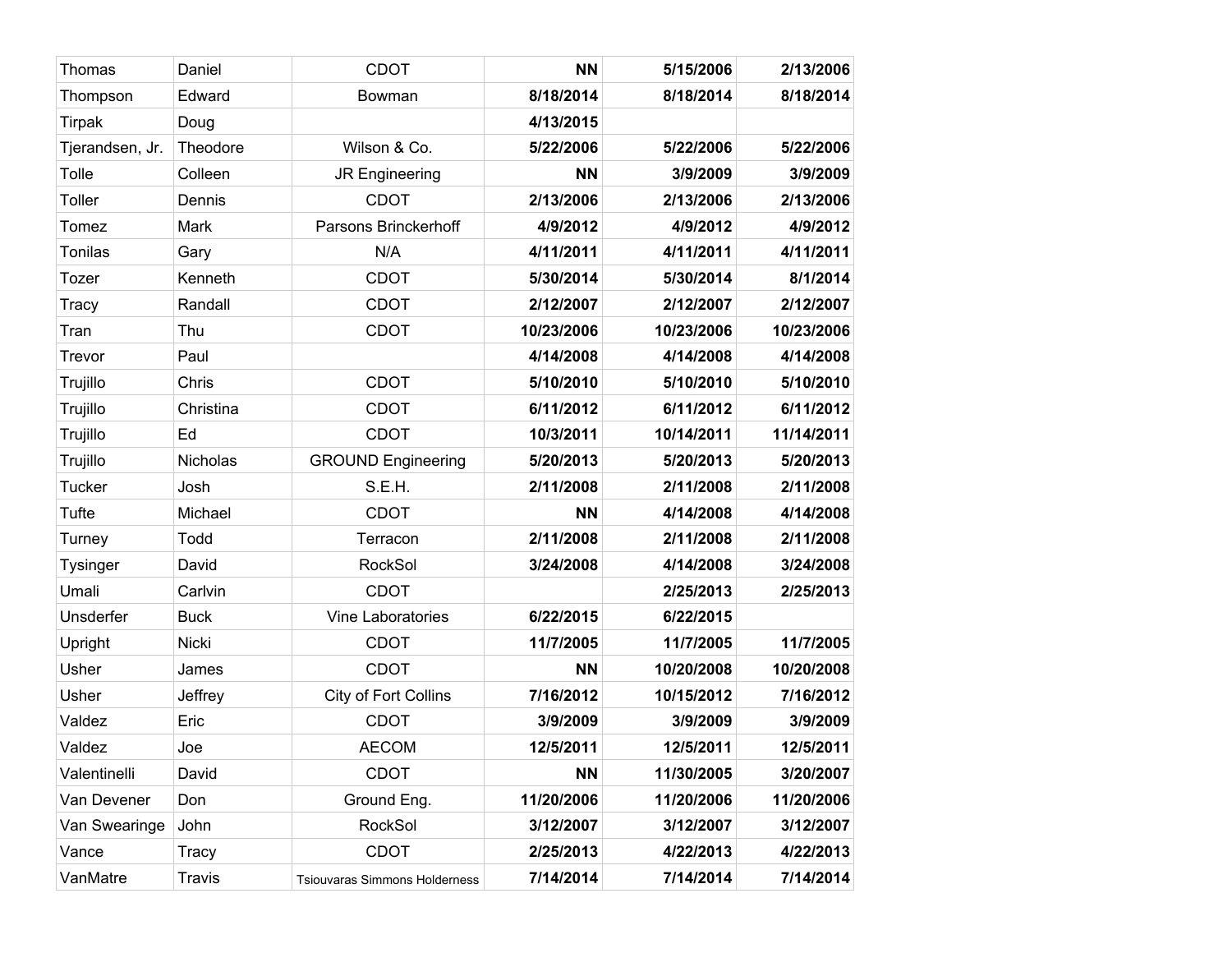| | | | | | |
|---|---|---|---|---|---|
| Thomas | Daniel | CDOT | **NN** | **5/15/2006** | **2/13/2006** |
| Thompson | Edward | Bowman | **8/18/2014** | **8/18/2014** | **8/18/2014** |
| Tirpak | Doug | | **4/13/2015** | | |
| Tjerandsen, Jr. | Theodore | Wilson & Co. | **5/22/2006** | **5/22/2006** | **5/22/2006** |
| Tolle | Colleen | JR Engineering | **NN** | **3/9/2009** | **3/9/2009** |
| Toller | Dennis | CDOT | **2/13/2006** | **2/13/2006** | **2/13/2006** |
| Tomez | Mark | Parsons Brinckerhoff | **4/9/2012** | **4/9/2012** | **4/9/2012** |
| Tonilas | Gary | N/A | **4/11/2011** | **4/11/2011** | **4/11/2011** |
| Tozer | Kenneth | CDOT | **5/30/2014** | **5/30/2014** | **8/1/2014** |
| Tracy | Randall | CDOT | **2/12/2007** | **2/12/2007** | **2/12/2007** |
| Tran | Thu | CDOT | **10/23/2006** | **10/23/2006** | **10/23/2006** |
| Trevor | Paul | | **4/14/2008** | **4/14/2008** | **4/14/2008** |
| Trujillo | Chris | CDOT | **5/10/2010** | **5/10/2010** | **5/10/2010** |
| Trujillo | Christina | CDOT | **6/11/2012** | **6/11/2012** | **6/11/2012** |
| Trujillo | Ed | CDOT | **10/3/2011** | **10/14/2011** | **11/14/2011** |
| Trujillo | Nicholas | GROUND Engineering | **5/20/2013** | **5/20/2013** | **5/20/2013** |
| Tucker | Josh | S.E.H. | **2/11/2008** | **2/11/2008** | **2/11/2008** |
| Tufte | Michael | CDOT | **NN** | **4/14/2008** | **4/14/2008** |
| Turney | Todd | Terracon | **2/11/2008** | **2/11/2008** | **2/11/2008** |
| Tysinger | David | RockSol | **3/24/2008** | **4/14/2008** | **3/24/2008** |
| Umali | Carlvin | CDOT | | **2/25/2013** | **2/25/2013** |
| Unsderfer | Buck | Vine Laboratories | **6/22/2015** | **6/22/2015** | |
| Upright | Nicki | CDOT | **11/7/2005** | **11/7/2005** | **11/7/2005** |
| Usher | James | CDOT | **NN** | **10/20/2008** | **10/20/2008** |
| Usher | Jeffrey | City of Fort Collins | **7/16/2012** | **10/15/2012** | **7/16/2012** |
| Valdez | Eric | CDOT | **3/9/2009** | **3/9/2009** | **3/9/2009** |
| Valdez | Joe | AECOM | **12/5/2011** | **12/5/2011** | **12/5/2011** |
| Valentinelli | David | CDOT | **NN** | **11/30/2005** | **3/20/2007** |
| Van Devener | Don | Ground Eng. | **11/20/2006** | **11/20/2006** | **11/20/2006** |
| Van Swearinge | John | RockSol | **3/12/2007** | **3/12/2007** | **3/12/2007** |
| Vance | Tracy | CDOT | **2/25/2013** | **4/22/2013** | **4/22/2013** |
| VanMatre | Travis | Tsiouvaras Simmons Holderness | **7/14/2014** | **7/14/2014** | **7/14/2014** |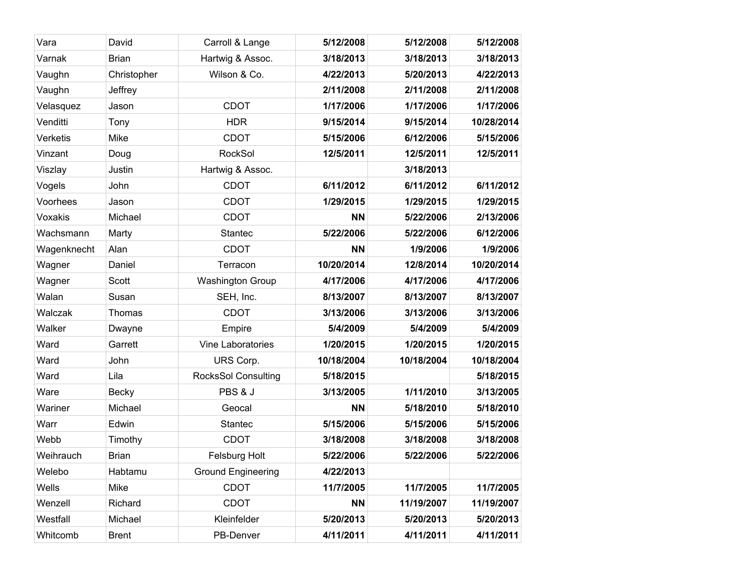| | | | | | |
|---|---|---|---|---|---|
| Vara | David | Carroll & Lange | **5/12/2008** | **5/12/2008** | **5/12/2008** |
| Varnak | Brian | Hartwig & Assoc. | **3/18/2013** | **3/18/2013** | **3/18/2013** |
| Vaughn | Christopher | Wilson & Co. | **4/22/2013** | **5/20/2013** | **4/22/2013** |
| Vaughn | Jeffrey | | **2/11/2008** | **2/11/2008** | **2/11/2008** |
| Velasquez | Jason | CDOT | **1/17/2006** | **1/17/2006** | **1/17/2006** |
| Venditti | Tony | HDR | **9/15/2014** | **9/15/2014** | **10/28/2014** |
| Verketis | Mike | CDOT | **5/15/2006** | **6/12/2006** | **5/15/2006** |
| Vinzant | Doug | RockSol | **12/5/2011** | **12/5/2011** | **12/5/2011** |
| Viszlay | Justin | Hartwig & Assoc. | | **3/18/2013** | |
| Vogels | John | CDOT | **6/11/2012** | **6/11/2012** | **6/11/2012** |
| Voorhees | Jason | CDOT | **1/29/2015** | **1/29/2015** | **1/29/2015** |
| Voxakis | Michael | CDOT | **NN** | **5/22/2006** | **2/13/2006** |
| Wachsmann | Marty | Stantec | **5/22/2006** | **5/22/2006** | **6/12/2006** |
| Wagenknecht | Alan | CDOT | **NN** | **1/9/2006** | **1/9/2006** |
| Wagner | Daniel | Terracon | **10/20/2014** | **12/8/2014** | **10/20/2014** |
| Wagner | Scott | Washington Group | **4/17/2006** | **4/17/2006** | **4/17/2006** |
| Walan | Susan | SEH, Inc. | **8/13/2007** | **8/13/2007** | **8/13/2007** |
| Walczak | Thomas | CDOT | **3/13/2006** | **3/13/2006** | **3/13/2006** |
| Walker | Dwayne | Empire | **5/4/2009** | **5/4/2009** | **5/4/2009** |
| Ward | Garrett | Vine Laboratories | **1/20/2015** | **1/20/2015** | **1/20/2015** |
| Ward | John | URS Corp. | **10/18/2004** | **10/18/2004** | **10/18/2004** |
| Ward | Lila | RocksSol Consulting | **5/18/2015** | | **5/18/2015** |
| Ware | Becky | PBS & J | **3/13/2005** | **1/11/2010** | **3/13/2005** |
| Wariner | Michael | Geocal | **NN** | **5/18/2010** | **5/18/2010** |
| Warr | Edwin | Stantec | **5/15/2006** | **5/15/2006** | **5/15/2006** |
| Webb | Timothy | CDOT | **3/18/2008** | **3/18/2008** | **3/18/2008** |
| Weihrauch | Brian | Felsburg Holt | **5/22/2006** | **5/22/2006** | **5/22/2006** |
| Welebo | Habtamu | Ground Engineering | **4/22/2013** | | |
| Wells | Mike | CDOT | **11/7/2005** | **11/7/2005** | **11/7/2005** |
| Wenzell | Richard | CDOT | **NN** | **11/19/2007** | **11/19/2007** |
| Westfall | Michael | Kleinfelder | **5/20/2013** | **5/20/2013** | **5/20/2013** |
| Whitcomb | Brent | PB-Denver | **4/11/2011** | **4/11/2011** | **4/11/2011** |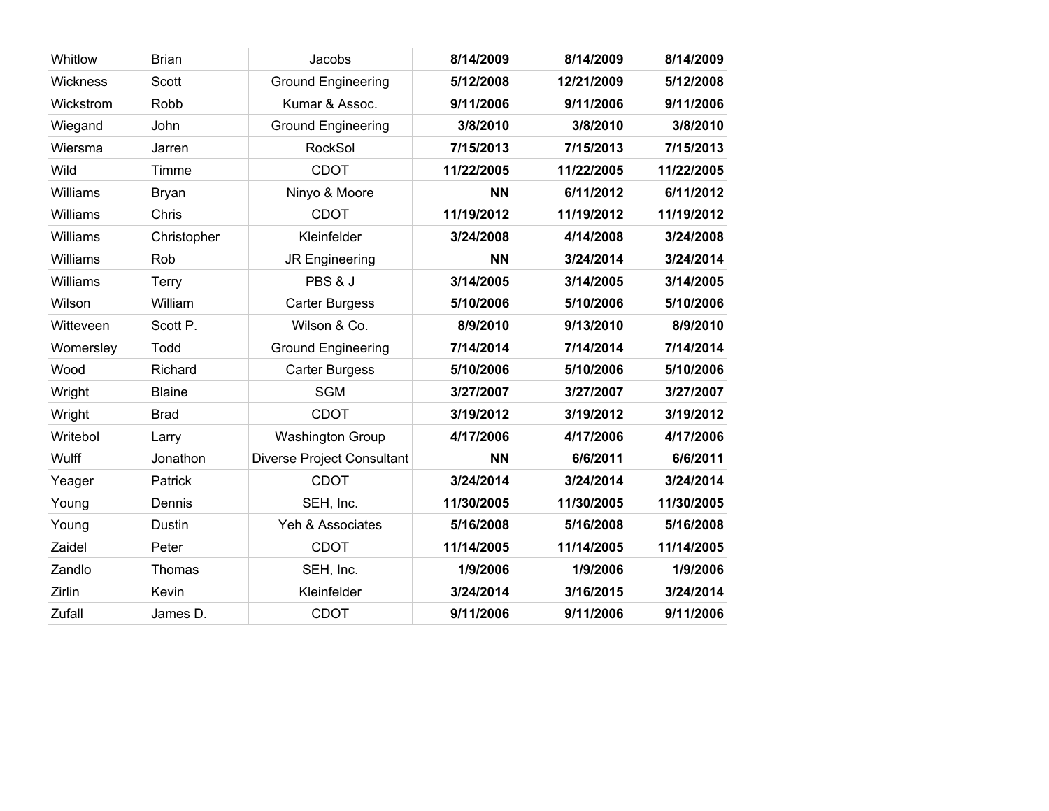| | | | | | |
|---|---|---|---|---|---|
| Whitlow | Brian | Jacobs | **8/14/2009** | **8/14/2009** | **8/14/2009** |
| Wickness | Scott | Ground Engineering | **5/12/2008** | **12/21/2009** | **5/12/2008** |
| Wickstrom | Robb | Kumar & Assoc. | **9/11/2006** | **9/11/2006** | **9/11/2006** |
| Wiegand | John | Ground Engineering | **3/8/2010** | **3/8/2010** | **3/8/2010** |
| Wiersma | Jarren | RockSol | **7/15/2013** | **7/15/2013** | **7/15/2013** |
| Wild | Timme | CDOT | **11/22/2005** | **11/22/2005** | **11/22/2005** |
| Williams | Bryan | Ninyo & Moore | **NN** | **6/11/2012** | **6/11/2012** |
| Williams | Chris | CDOT | **11/19/2012** | **11/19/2012** | **11/19/2012** |
| Williams | Christopher | Kleinfelder | **3/24/2008** | **4/14/2008** | **3/24/2008** |
| Williams | Rob | JR Engineering | **NN** | **3/24/2014** | **3/24/2014** |
| Williams | Terry | PBS & J | **3/14/2005** | **3/14/2005** | **3/14/2005** |
| Wilson | William | Carter Burgess | **5/10/2006** | **5/10/2006** | **5/10/2006** |
| Witteveen | Scott P. | Wilson & Co. | **8/9/2010** | **9/13/2010** | **8/9/2010** |
| Womersley | Todd | Ground Engineering | **7/14/2014** | **7/14/2014** | **7/14/2014** |
| Wood | Richard | Carter Burgess | **5/10/2006** | **5/10/2006** | **5/10/2006** |
| Wright | Blaine | SGM | **3/27/2007** | **3/27/2007** | **3/27/2007** |
| Wright | Brad | CDOT | **3/19/2012** | **3/19/2012** | **3/19/2012** |
| Writebol | Larry | Washington Group | **4/17/2006** | **4/17/2006** | **4/17/2006** |
| Wulff | Jonathon | Diverse Project Consultant | **NN** | **6/6/2011** | **6/6/2011** |
| Yeager | Patrick | CDOT | **3/24/2014** | **3/24/2014** | **3/24/2014** |
| Young | Dennis | SEH, Inc. | **11/30/2005** | **11/30/2005** | **11/30/2005** |
| Young | Dustin | Yeh & Associates | **5/16/2008** | **5/16/2008** | **5/16/2008** |
| Zaidel | Peter | CDOT | **11/14/2005** | **11/14/2005** | **11/14/2005** |
| Zandlo | Thomas | SEH, Inc. | **1/9/2006** | **1/9/2006** | **1/9/2006** |
| Zirlin | Kevin | Kleinfelder | **3/24/2014** | **3/16/2015** | **3/24/2014** |
| Zufall | James D. | CDOT | **9/11/2006** | **9/11/2006** | **9/11/2006** |